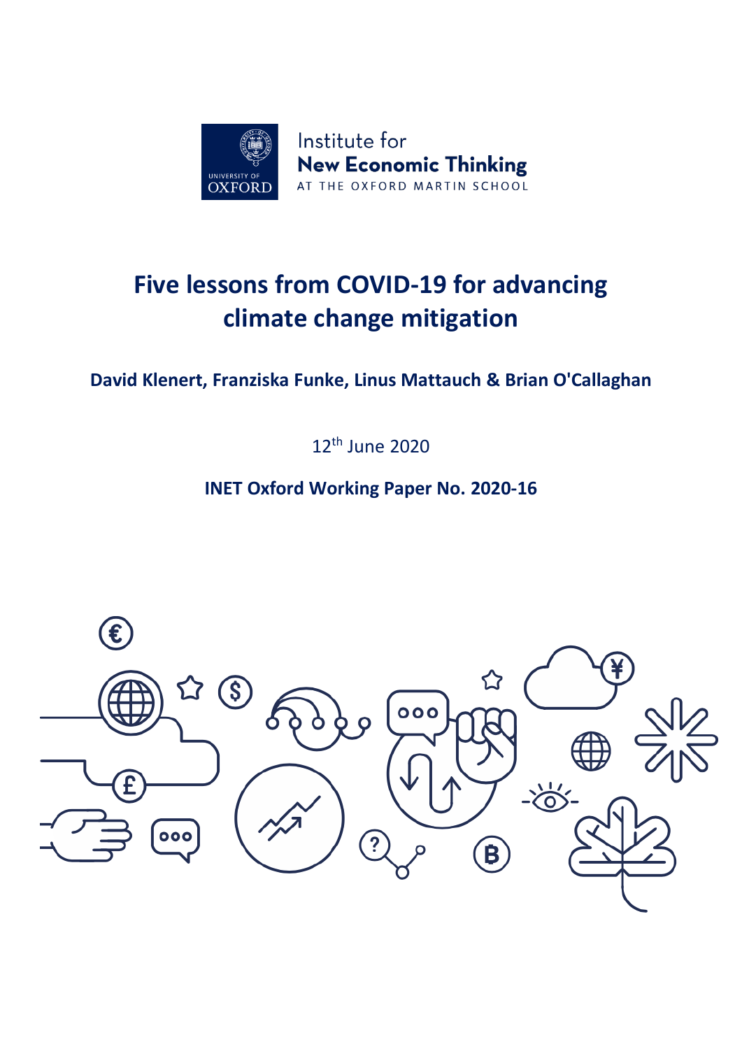Institute for
**New Economic Thinking**
AT THE OXFORD MARTIN SCHOOL

# Five lessons from COVID-19 for advancing climate change mitigation

**David Klenert, Franziska Funke, Linus Mattauch & Brian O'Callaghan**

12th June 2020

**INET Oxford Working Paper No. 2020-16**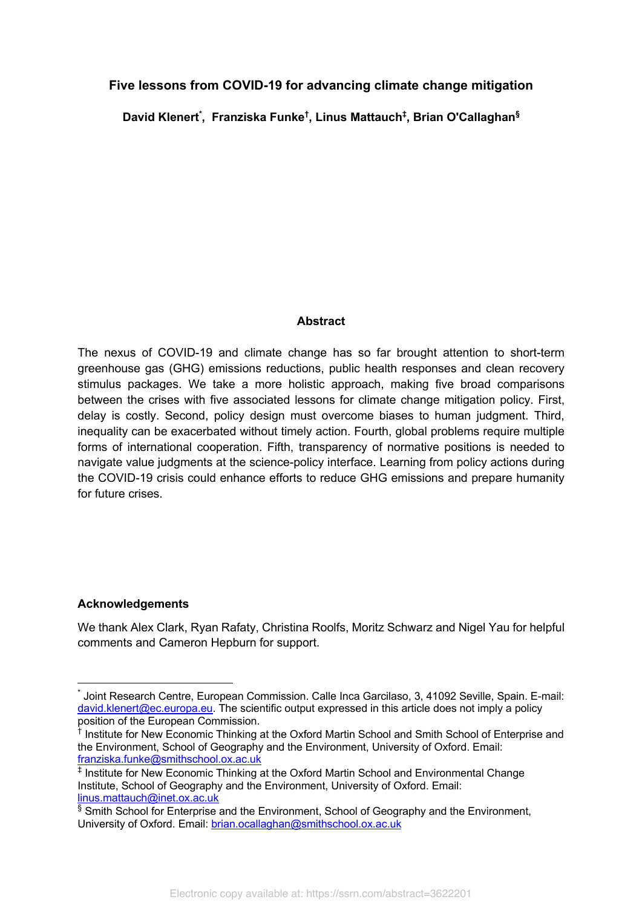**Five lessons from COVID-19 for advancing climate change mitigation**

**David Klenert[*], Franziska Funke[†], Linus Mattauch[‡], Brian O'Callaghan[§]**

**Abstract**

The nexus of COVID-19 and climate change has so far brought attention to short-term greenhouse gas (GHG) emissions reductions, public health responses and clean recovery stimulus packages. We take a more holistic approach, making five broad comparisons between the crises with five associated lessons for climate change mitigation policy. First, delay is costly. Second, policy design must overcome biases to human judgment. Third, inequality can be exacerbated without timely action. Fourth, global problems require multiple forms of international cooperation. Fifth, transparency of normative positions is needed to navigate value judgments at the science-policy interface. Learning from policy actions during the COVID-19 crisis could enhance efforts to reduce GHG emissions and prepare humanity for future crises.

**Acknowledgements**

We thank Alex Clark, Ryan Rafaty, Christina Roolfs, Moritz Schwarz and Nigel Yau for helpful comments and Cameron Hepburn for support.

---

[*] Joint Research Centre, European Commission. Calle Inca Garcilaso, 3, 41092 Seville, Spain. E-mail: david.klenert@ec.europa.eu. The scientific output expressed in this article does not imply a policy position of the European Commission.

[†] Institute for New Economic Thinking at the Oxford Martin School and Smith School of Enterprise and the Environment, School of Geography and the Environment, University of Oxford. Email: franziska.funke@smithschool.ox.ac.uk

[‡] Institute for New Economic Thinking at the Oxford Martin School and Environmental Change Institute, School of Geography and the Environment, University of Oxford. Email: linus.mattauch@inet.ox.ac.uk

[§] Smith School for Enterprise and the Environment, School of Geography and the Environment, University of Oxford. Email: brian.ocallaghan@smithschool.ox.ac.uk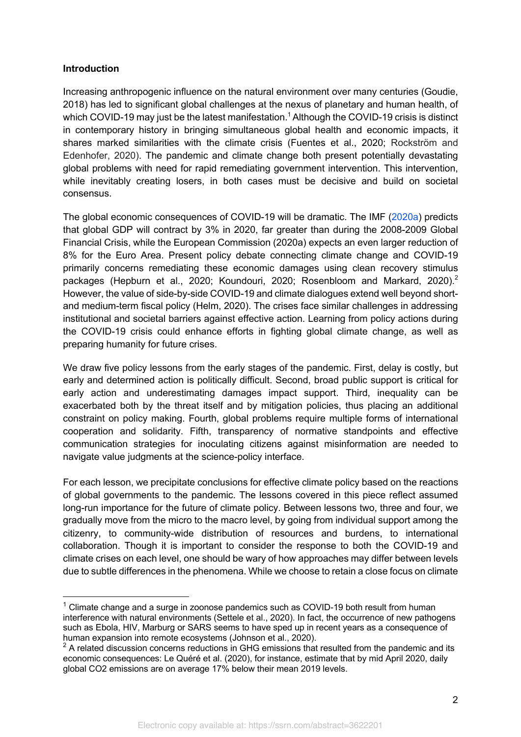**Introduction**

Increasing anthropogenic influence on the natural environment over many centuries (Goudie, 2018) has led to significant global challenges at the nexus of planetary and human health, of which COVID-19 may just be the latest manifestation.[1] Although the COVID-19 crisis is distinct in contemporary history in bringing simultaneous global health and economic impacts, it shares marked similarities with the climate crisis (Fuentes et al., 2020; Rockström and Edenhofer, 2020). The pandemic and climate change both present potentially devastating global problems with need for rapid remediating government intervention. This intervention, while inevitably creating losers, in both cases must be decisive and build on societal consensus.

The global economic consequences of COVID-19 will be dramatic. The IMF (2020a) predicts that global GDP will contract by 3% in 2020, far greater than during the 2008-2009 Global Financial Crisis, while the European Commission (2020a) expects an even larger reduction of 8% for the Euro Area. Present policy debate connecting climate change and COVID-19 primarily concerns remediating these economic damages using clean recovery stimulus packages (Hepburn et al., 2020; Koundouri, 2020; Rosenbloom and Markard, 2020).[2] However, the value of side-by-side COVID-19 and climate dialogues extend well beyond short- and medium-term fiscal policy (Helm, 2020). The crises face similar challenges in addressing institutional and societal barriers against effective action. Learning from policy actions during the COVID-19 crisis could enhance efforts in fighting global climate change, as well as preparing humanity for future crises.

We draw five policy lessons from the early stages of the pandemic. First, delay is costly, but early and determined action is politically difficult. Second, broad public support is critical for early action and underestimating damages impact support. Third, inequality can be exacerbated both by the threat itself and by mitigation policies, thus placing an additional constraint on policy making. Fourth, global problems require multiple forms of international cooperation and solidarity. Fifth, transparency of normative standpoints and effective communication strategies for inoculating citizens against misinformation are needed to navigate value judgments at the science-policy interface.

For each lesson, we precipitate conclusions for effective climate policy based on the reactions of global governments to the pandemic. The lessons covered in this piece reflect assumed long-run importance for the future of climate policy. Between lessons two, three and four, we gradually move from the micro to the macro level, by going from individual support among the citizenry, to community-wide distribution of resources and burdens, to international collaboration. Though it is important to consider the response to both the COVID-19 and climate crises on each level, one should be wary of how approaches may differ between levels due to subtle differences in the phenomena. While we choose to retain a close focus on climate

---

[1] Climate change and a surge in zoonose pandemics such as COVID-19 both result from human interference with natural environments (Settele et al., 2020). In fact, the occurrence of new pathogens such as Ebola, HIV, Marburg or SARS seems to have sped up in recent years as a consequence of human expansion into remote ecosystems (Johnson et al., 2020).

[2] A related discussion concerns reductions in GHG emissions that resulted from the pandemic and its economic consequences: Le Quéré et al. (2020), for instance, estimate that by mid April 2020, daily global $CO_2$ emissions are on average 17% below their mean 2019 levels.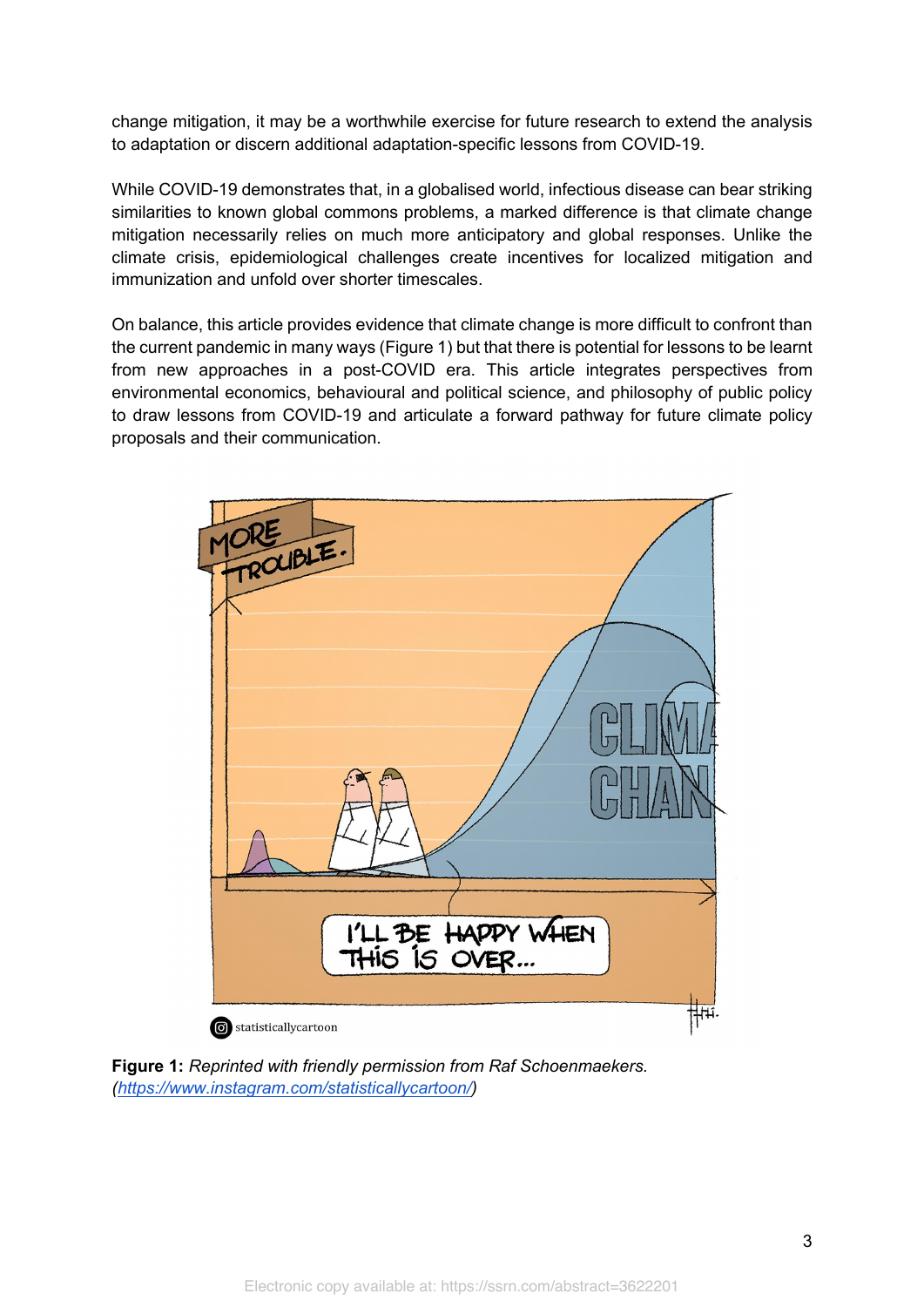change mitigation, it may be a worthwhile exercise for future research to extend the analysis to adaptation or discern additional adaptation-specific lessons from COVID-19.

While COVID-19 demonstrates that, in a globalised world, infectious disease can bear striking similarities to known global commons problems, a marked difference is that climate change mitigation necessarily relies on much more anticipatory and global responses. Unlike the climate crisis, epidemiological challenges create incentives for localized mitigation and immunization and unfold over shorter timescales.

On balance, this article provides evidence that climate change is more difficult to confront than the current pandemic in many ways (Figure 1) but that there is potential for lessons to be learnt from new approaches in a post-COVID era. This article integrates perspectives from environmental economics, behavioural and political science, and philosophy of public policy to draw lessons from COVID-19 and articulate a forward pathway for future climate policy proposals and their communication.

**Figure 1:** *Reprinted with friendly permission from Raf Schoenmaekers. ([https://www.instagram.com/statisticallycartoon/](https://www.instagram.com/statisticallycartoon/))*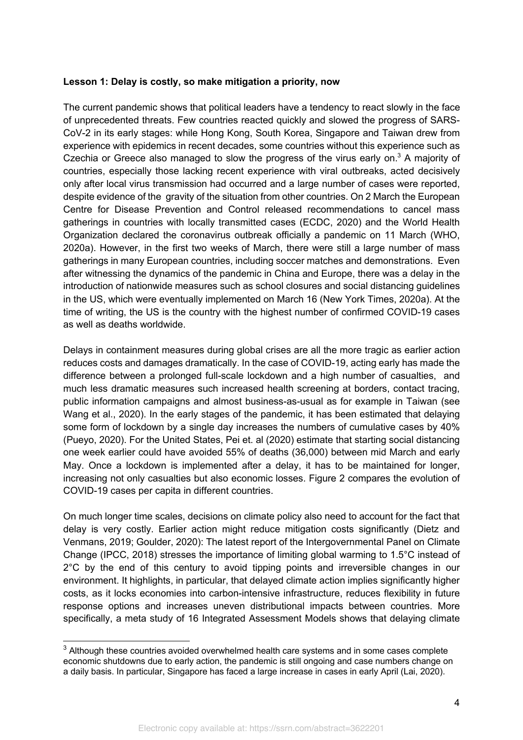**Lesson 1: Delay is costly, so make mitigation a priority, now**

The current pandemic shows that political leaders have a tendency to react slowly in the face of unprecedented threats. Few countries reacted quickly and slowed the progress of SARS-CoV-2 in its early stages: while Hong Kong, South Korea, Singapore and Taiwan drew from experience with epidemics in recent decades, some countries without this experience such as Czechia or Greece also managed to slow the progress of the virus early on.[3] A majority of countries, especially those lacking recent experience with viral outbreaks, acted decisively only after local virus transmission had occurred and a large number of cases were reported, despite evidence of the gravity of the situation from other countries. On 2 March the European Centre for Disease Prevention and Control released recommendations to cancel mass gatherings in countries with locally transmitted cases (ECDC, 2020) and the World Health Organization declared the coronavirus outbreak officially a pandemic on 11 March (WHO, 2020a). However, in the first two weeks of March, there were still a large number of mass gatherings in many European countries, including soccer matches and demonstrations. Even after witnessing the dynamics of the pandemic in China and Europe, there was a delay in the introduction of nationwide measures such as school closures and social distancing guidelines in the US, which were eventually implemented on March 16 (New York Times, 2020a). At the time of writing, the US is the country with the highest number of confirmed COVID-19 cases as well as deaths worldwide.

Delays in containment measures during global crises are all the more tragic as earlier action reduces costs and damages dramatically. In the case of COVID-19, acting early has made the difference between a prolonged full-scale lockdown and a high number of casualties, and much less dramatic measures such increased health screening at borders, contact tracing, public information campaigns and almost business-as-usual as for example in Taiwan (see Wang et al., 2020). In the early stages of the pandemic, it has been estimated that delaying some form of lockdown by a single day increases the numbers of cumulative cases by 40% (Pueyo, 2020). For the United States, Pei et. al (2020) estimate that starting social distancing one week earlier could have avoided 55% of deaths (36,000) between mid March and early May. Once a lockdown is implemented after a delay, it has to be maintained for longer, increasing not only casualties but also economic losses. Figure 2 compares the evolution of COVID-19 cases per capita in different countries.

On much longer time scales, decisions on climate policy also need to account for the fact that delay is very costly. Earlier action might reduce mitigation costs significantly (Dietz and Venmans, 2019; Goulder, 2020): The latest report of the Intergovernmental Panel on Climate Change (IPCC, 2018) stresses the importance of limiting global warming to 1.5°C instead of 2°C by the end of this century to avoid tipping points and irreversible changes in our environment. It highlights, in particular, that delayed climate action implies significantly higher costs, as it locks economies into carbon-intensive infrastructure, reduces flexibility in future response options and increases uneven distributional impacts between countries. More specifically, a meta study of 16 Integrated Assessment Models shows that delaying climate

[3] Although these countries avoided overwhelmed health care systems and in some cases complete economic shutdowns due to early action, the pandemic is still ongoing and case numbers change on a daily basis. In particular, Singapore has faced a large increase in cases in early April (Lai, 2020).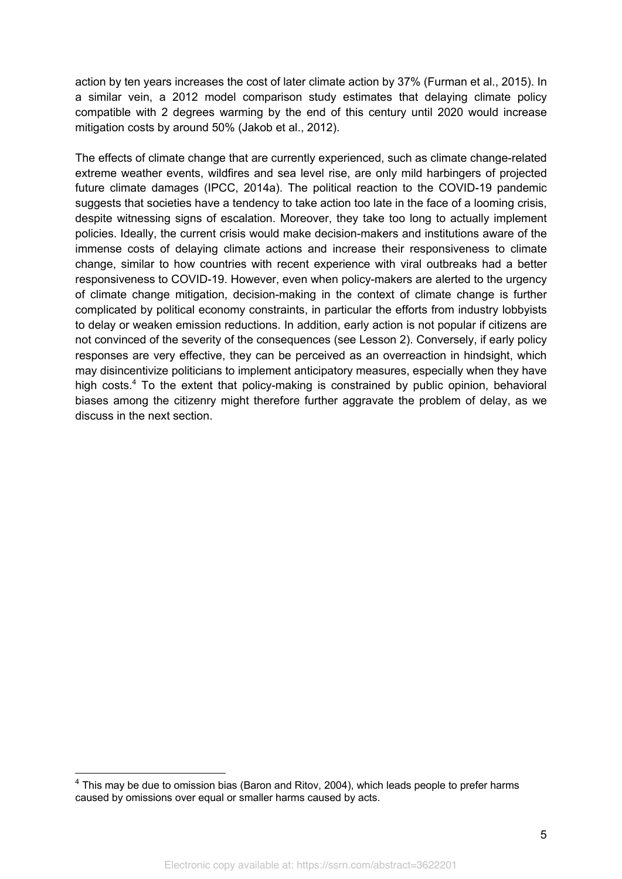action by ten years increases the cost of later climate action by 37% (Furman et al., 2015). In a similar vein, a 2012 model comparison study estimates that delaying climate policy compatible with 2 degrees warming by the end of this century until 2020 would increase mitigation costs by around 50% (Jakob et al., 2012).

The effects of climate change that are currently experienced, such as climate change-related extreme weather events, wildfires and sea level rise, are only mild harbingers of projected future climate damages (IPCC, 2014a). The political reaction to the COVID-19 pandemic suggests that societies have a tendency to take action too late in the face of a looming crisis, despite witnessing signs of escalation. Moreover, they take too long to actually implement policies. Ideally, the current crisis would make decision-makers and institutions aware of the immense costs of delaying climate actions and increase their responsiveness to climate change, similar to how countries with recent experience with viral outbreaks had a better responsiveness to COVID-19. However, even when policy-makers are alerted to the urgency of climate change mitigation, decision-making in the context of climate change is further complicated by political economy constraints, in particular the efforts from industry lobbyists to delay or weaken emission reductions. In addition, early action is not popular if citizens are not convinced of the severity of the consequences (see Lesson 2). Conversely, if early policy responses are very effective, they can be perceived as an overreaction in hindsight, which may disincentivize politicians to implement anticipatory measures, especially when they have high costs.[4] To the extent that policy-making is constrained by public opinion, behavioral biases among the citizenry might therefore further aggravate the problem of delay, as we discuss in the next section.

---

[4] This may be due to omission bias (Baron and Ritov, 2004), which leads people to prefer harms caused by omissions over equal or smaller harms caused by acts.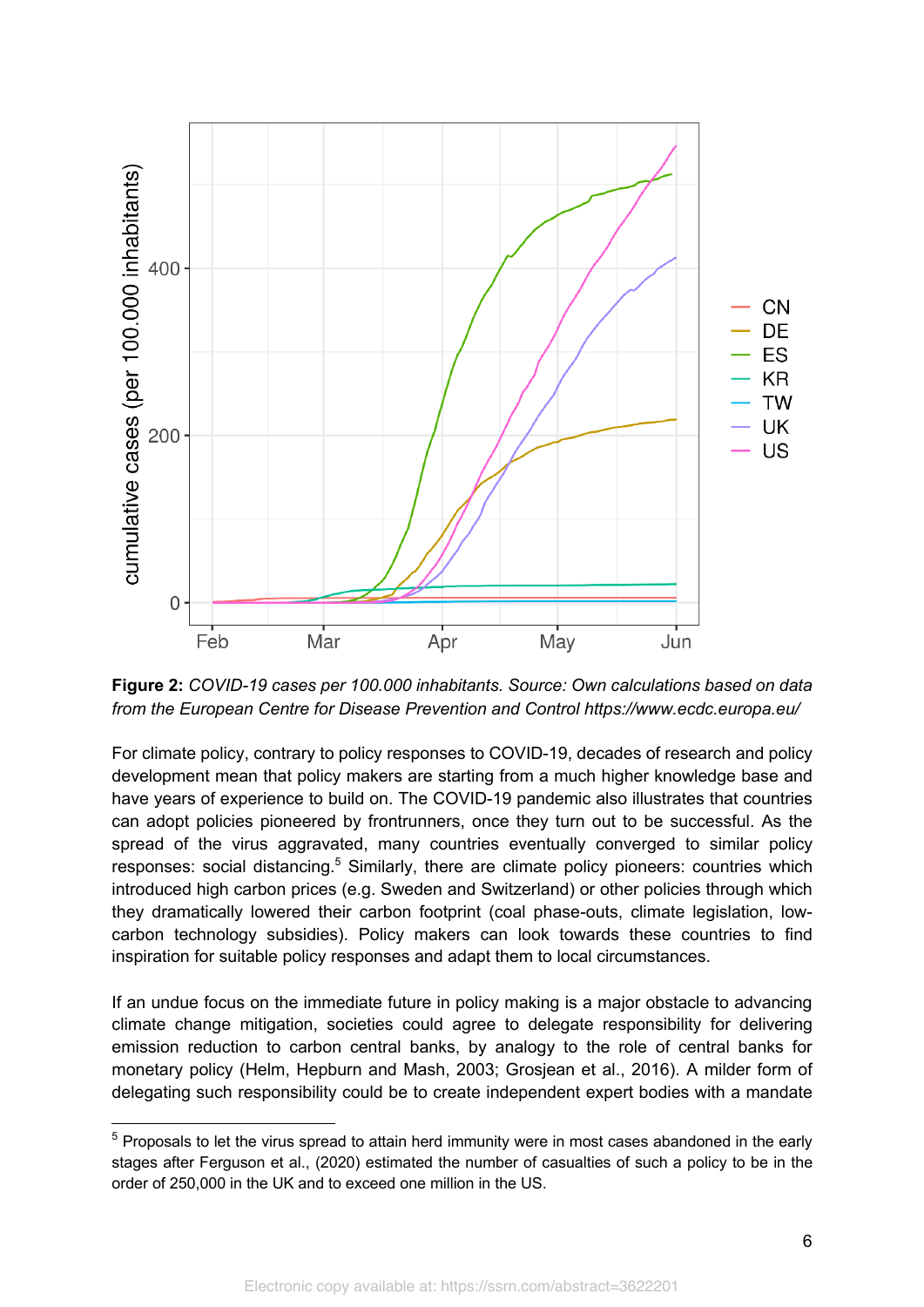**Figure 2:** *COVID-19 cases per 100.000 inhabitants. Source: Own calculations based on data from the European Centre for Disease Prevention and Control https://www.ecdc.europa.eu/*

For climate policy, contrary to policy responses to COVID-19, decades of research and policy development mean that policy makers are starting from a much higher knowledge base and have years of experience to build on. The COVID-19 pandemic also illustrates that countries can adopt policies pioneered by frontrunners, once they turn out to be successful. As the spread of the virus aggravated, many countries eventually converged to similar policy responses: social distancing.[5] Similarly, there are climate policy pioneers: countries which introduced high carbon prices (e.g. Sweden and Switzerland) or other policies through which they dramatically lowered their carbon footprint (coal phase-outs, climate legislation, low-carbon technology subsidies). Policy makers can look towards these countries to find inspiration for suitable policy responses and adapt them to local circumstances.

If an undue focus on the immediate future in policy making is a major obstacle to advancing climate change mitigation, societies could agree to delegate responsibility for delivering emission reduction to carbon central banks, by analogy to the role of central banks for monetary policy (Helm, Hepburn and Mash, 2003; Grosjean et al., 2016). A milder form of delegating such responsibility could be to create independent expert bodies with a mandate

[5] Proposals to let the virus spread to attain herd immunity were in most cases abandoned in the early stages after Ferguson et al., (2020) estimated the number of casualties of such a policy to be in the order of 250,000 in the UK and to exceed one million in the US.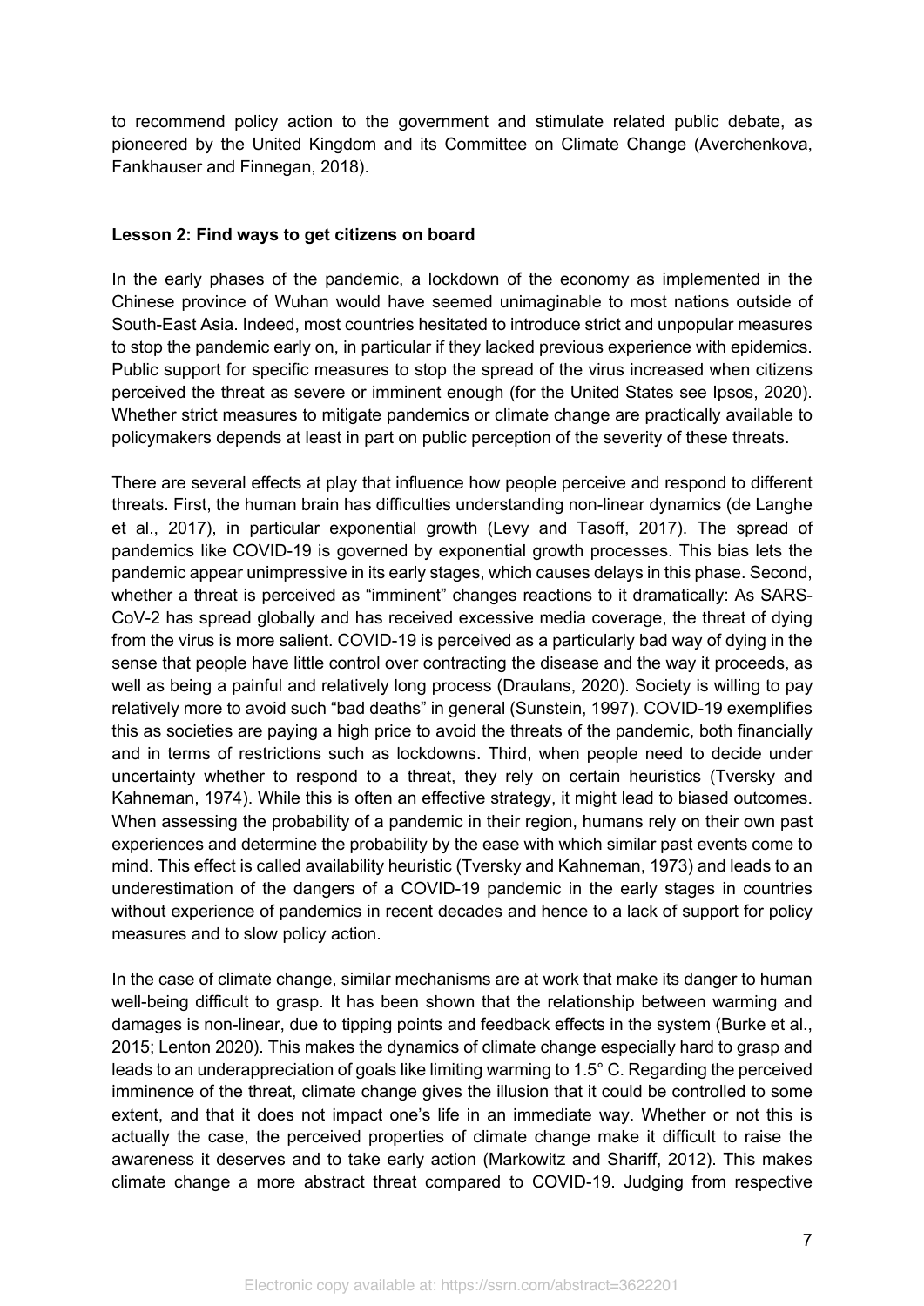to recommend policy action to the government and stimulate related public debate, as pioneered by the United Kingdom and its Committee on Climate Change (Averchenkova, Fankhauser and Finnegan, 2018).

**Lesson 2: Find ways to get citizens on board**

In the early phases of the pandemic, a lockdown of the economy as implemented in the Chinese province of Wuhan would have seemed unimaginable to most nations outside of South-East Asia. Indeed, most countries hesitated to introduce strict and unpopular measures to stop the pandemic early on, in particular if they lacked previous experience with epidemics. Public support for specific measures to stop the spread of the virus increased when citizens perceived the threat as severe or imminent enough (for the United States see Ipsos, 2020). Whether strict measures to mitigate pandemics or climate change are practically available to policymakers depends at least in part on public perception of the severity of these threats.

There are several effects at play that influence how people perceive and respond to different threats. First, the human brain has difficulties understanding non-linear dynamics (de Langhe et al., 2017), in particular exponential growth (Levy and Tasoff, 2017). The spread of pandemics like COVID-19 is governed by exponential growth processes. This bias lets the pandemic appear unimpressive in its early stages, which causes delays in this phase. Second, whether a threat is perceived as "imminent" changes reactions to it dramatically: As SARS-CoV-2 has spread globally and has received excessive media coverage, the threat of dying from the virus is more salient. COVID-19 is perceived as a particularly bad way of dying in the sense that people have little control over contracting the disease and the way it proceeds, as well as being a painful and relatively long process (Draulans, 2020). Society is willing to pay relatively more to avoid such "bad deaths" in general (Sunstein, 1997). COVID-19 exemplifies this as societies are paying a high price to avoid the threats of the pandemic, both financially and in terms of restrictions such as lockdowns. Third, when people need to decide under uncertainty whether to respond to a threat, they rely on certain heuristics (Tversky and Kahneman, 1974). While this is often an effective strategy, it might lead to biased outcomes. When assessing the probability of a pandemic in their region, humans rely on their own past experiences and determine the probability by the ease with which similar past events come to mind. This effect is called availability heuristic (Tversky and Kahneman, 1973) and leads to an underestimation of the dangers of a COVID-19 pandemic in the early stages in countries without experience of pandemics in recent decades and hence to a lack of support for policy measures and to slow policy action.

In the case of climate change, similar mechanisms are at work that make its danger to human well-being difficult to grasp. It has been shown that the relationship between warming and damages is non-linear, due to tipping points and feedback effects in the system (Burke et al., 2015; Lenton 2020). This makes the dynamics of climate change especially hard to grasp and leads to an underappreciation of goals like limiting warming to 1.5° C. Regarding the perceived imminence of the threat, climate change gives the illusion that it could be controlled to some extent, and that it does not impact one's life in an immediate way. Whether or not this is actually the case, the perceived properties of climate change make it difficult to raise the awareness it deserves and to take early action (Markowitz and Shariff, 2012). This makes climate change a more abstract threat compared to COVID-19. Judging from respective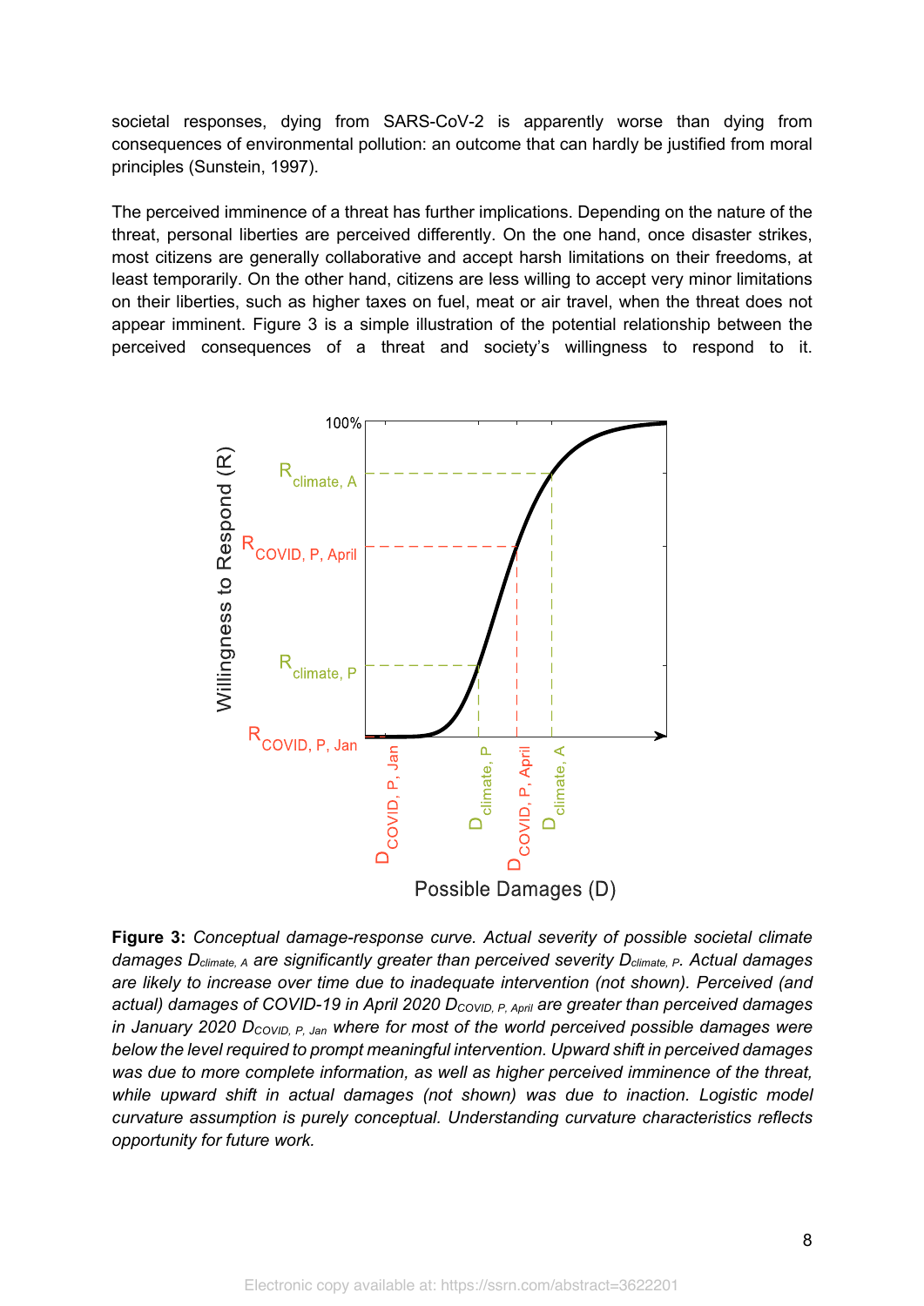societal responses, dying from SARS-CoV-2 is apparently worse than dying from consequences of environmental pollution: an outcome that can hardly be justified from moral principles (Sunstein, 1997).

The perceived imminence of a threat has further implications. Depending on the nature of the threat, personal liberties are perceived differently. On the one hand, once disaster strikes, most citizens are generally collaborative and accept harsh limitations on their freedoms, at least temporarily. On the other hand, citizens are less willing to accept very minor limitations on their liberties, such as higher taxes on fuel, meat or air travel, when the threat does not appear imminent. Figure 3 is a simple illustration of the potential relationship between the perceived consequences of a threat and society's willingness to respond to it.

**Figure 3:** *Conceptual damage-response curve. Actual severity of possible societal climate damages $D_{climate, A}$ are significantly greater than perceived severity $D_{climate, P}$. Actual damages are likely to increase over time due to inadequate intervention (not shown). Perceived (and actual) damages of COVID-19 in April 2020 $D_{COVID, P, April}$ are greater than perceived damages in January 2020 $D_{COVID, P, Jan}$ where for most of the world perceived possible damages were below the level required to prompt meaningful intervention. Upward shift in perceived damages was due to more complete information, as well as higher perceived imminence of the threat, while upward shift in actual damages (not shown) was due to inaction. Logistic model curvature assumption is purely conceptual. Understanding curvature characteristics reflects opportunity for future work.*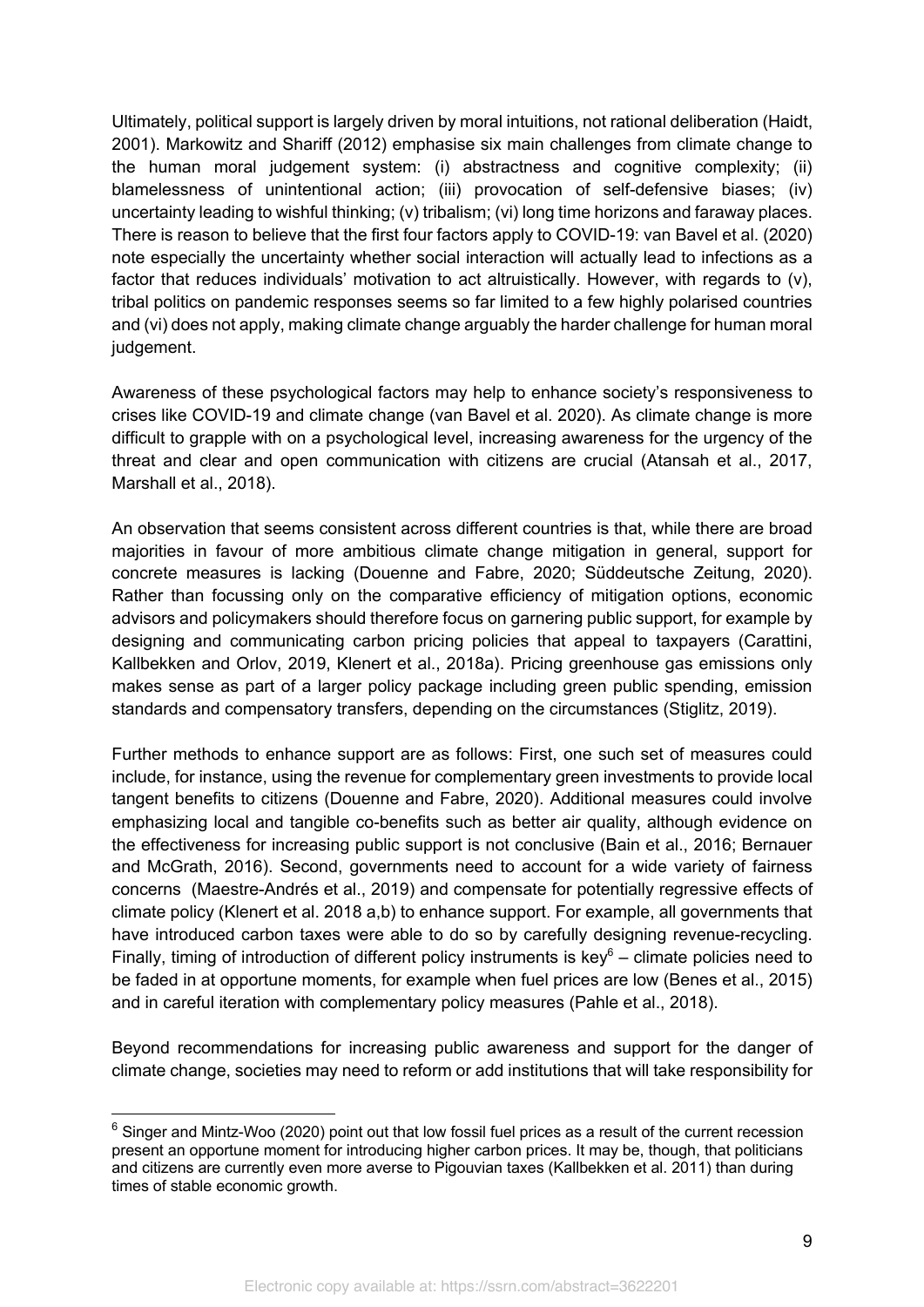Ultimately, political support is largely driven by moral intuitions, not rational deliberation (Haidt, 2001). Markowitz and Shariff (2012) emphasise six main challenges from climate change to the human moral judgement system: (i) abstractness and cognitive complexity; (ii) blamelessness of unintentional action; (iii) provocation of self-defensive biases; (iv) uncertainty leading to wishful thinking; (v) tribalism; (vi) long time horizons and faraway places. There is reason to believe that the first four factors apply to COVID-19: van Bavel et al. (2020) note especially the uncertainty whether social interaction will actually lead to infections as a factor that reduces individuals' motivation to act altruistically. However, with regards to (v), tribal politics on pandemic responses seems so far limited to a few highly polarised countries and (vi) does not apply, making climate change arguably the harder challenge for human moral judgement.

Awareness of these psychological factors may help to enhance society's responsiveness to crises like COVID-19 and climate change (van Bavel et al. 2020). As climate change is more difficult to grapple with on a psychological level, increasing awareness for the urgency of the threat and clear and open communication with citizens are crucial (Atansah et al., 2017, Marshall et al., 2018).

An observation that seems consistent across different countries is that, while there are broad majorities in favour of more ambitious climate change mitigation in general, support for concrete measures is lacking (Douenne and Fabre, 2020; Süddeutsche Zeitung, 2020). Rather than focussing only on the comparative efficiency of mitigation options, economic advisors and policymakers should therefore focus on garnering public support, for example by designing and communicating carbon pricing policies that appeal to taxpayers (Carattini, Kallbekken and Orlov, 2019, Klenert et al., 2018a). Pricing greenhouse gas emissions only makes sense as part of a larger policy package including green public spending, emission standards and compensatory transfers, depending on the circumstances (Stiglitz, 2019).

Further methods to enhance support are as follows: First, one such set of measures could include, for instance, using the revenue for complementary green investments to provide local tangent benefits to citizens (Douenne and Fabre, 2020). Additional measures could involve emphasizing local and tangible co-benefits such as better air quality, although evidence on the effectiveness for increasing public support is not conclusive (Bain et al., 2016; Bernauer and McGrath, 2016). Second, governments need to account for a wide variety of fairness concerns (Maestre-Andrés et al., 2019) and compensate for potentially regressive effects of climate policy (Klenert et al. 2018 a,b) to enhance support. For example, all governments that have introduced carbon taxes were able to do so by carefully designing revenue-recycling. Finally, timing of introduction of different policy instruments is key[6] – climate policies need to be faded in at opportune moments, for example when fuel prices are low (Benes et al., 2015) and in careful iteration with complementary policy measures (Pahle et al., 2018).

Beyond recommendations for increasing public awareness and support for the danger of climate change, societies may need to reform or add institutions that will take responsibility for

---

[6] Singer and Mintz-Woo (2020) point out that low fossil fuel prices as a result of the current recession present an opportune moment for introducing higher carbon prices. It may be, though, that politicians and citizens are currently even more averse to Pigouvian taxes (Kallbekken et al. 2011) than during times of stable economic growth.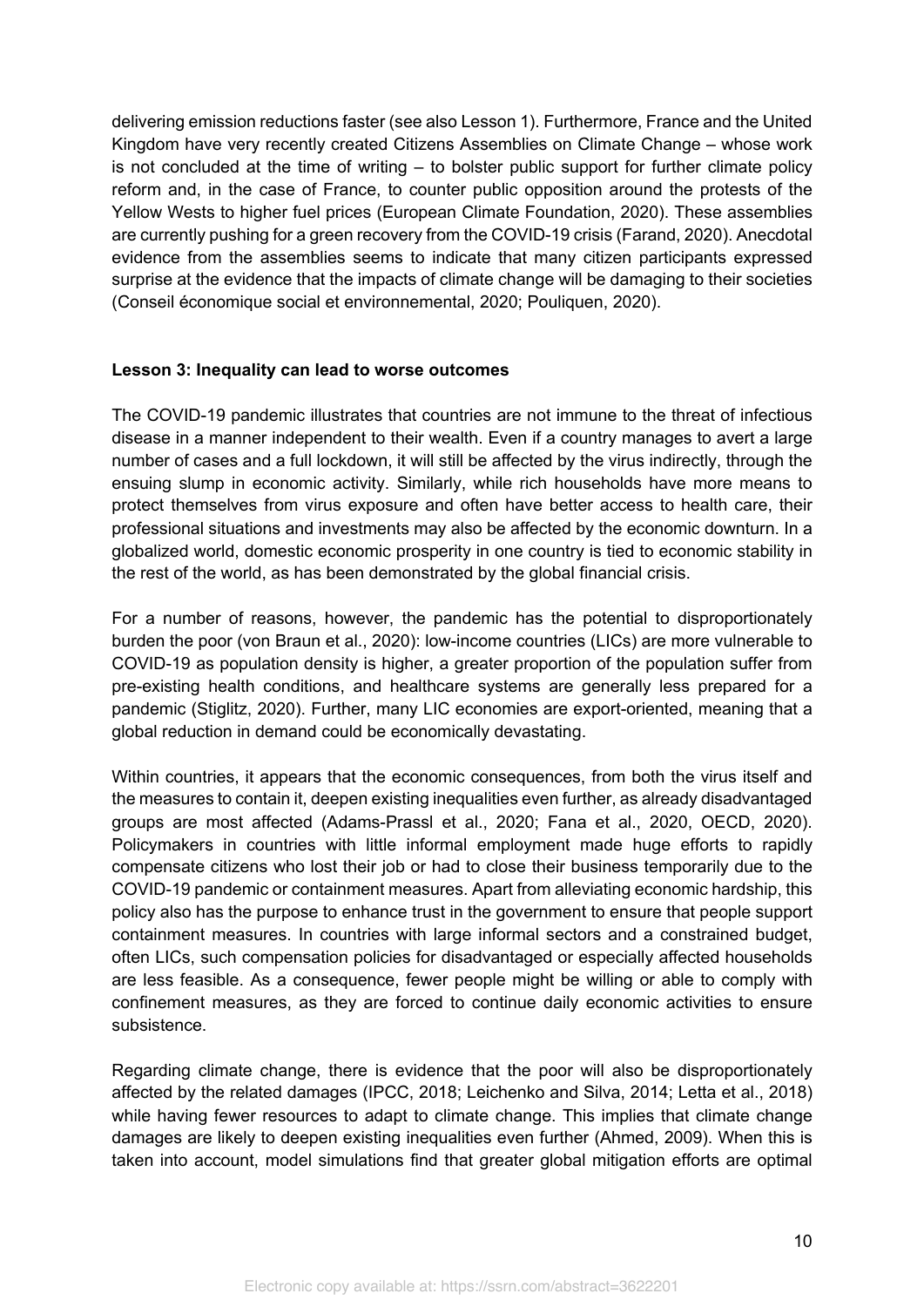delivering emission reductions faster (see also Lesson 1). Furthermore, France and the United Kingdom have very recently created Citizens Assemblies on Climate Change – whose work is not concluded at the time of writing – to bolster public support for further climate policy reform and, in the case of France, to counter public opposition around the protests of the Yellow Wests to higher fuel prices (European Climate Foundation, 2020). These assemblies are currently pushing for a green recovery from the COVID-19 crisis (Farand, 2020). Anecdotal evidence from the assemblies seems to indicate that many citizen participants expressed surprise at the evidence that the impacts of climate change will be damaging to their societies (Conseil économique social et environnemental, 2020; Pouliquen, 2020).

**Lesson 3: Inequality can lead to worse outcomes**

The COVID-19 pandemic illustrates that countries are not immune to the threat of infectious disease in a manner independent to their wealth. Even if a country manages to avert a large number of cases and a full lockdown, it will still be affected by the virus indirectly, through the ensuing slump in economic activity. Similarly, while rich households have more means to protect themselves from virus exposure and often have better access to health care, their professional situations and investments may also be affected by the economic downturn. In a globalized world, domestic economic prosperity in one country is tied to economic stability in the rest of the world, as has been demonstrated by the global financial crisis.

For a number of reasons, however, the pandemic has the potential to disproportionately burden the poor (von Braun et al., 2020): low-income countries (LICs) are more vulnerable to COVID-19 as population density is higher, a greater proportion of the population suffer from pre-existing health conditions, and healthcare systems are generally less prepared for a pandemic (Stiglitz, 2020). Further, many LIC economies are export-oriented, meaning that a global reduction in demand could be economically devastating.

Within countries, it appears that the economic consequences, from both the virus itself and the measures to contain it, deepen existing inequalities even further, as already disadvantaged groups are most affected (Adams-Prassl et al., 2020; Fana et al., 2020, OECD, 2020). Policymakers in countries with little informal employment made huge efforts to rapidly compensate citizens who lost their job or had to close their business temporarily due to the COVID-19 pandemic or containment measures. Apart from alleviating economic hardship, this policy also has the purpose to enhance trust in the government to ensure that people support containment measures. In countries with large informal sectors and a constrained budget, often LICs, such compensation policies for disadvantaged or especially affected households are less feasible. As a consequence, fewer people might be willing or able to comply with confinement measures, as they are forced to continue daily economic activities to ensure subsistence.

Regarding climate change, there is evidence that the poor will also be disproportionately affected by the related damages (IPCC, 2018; Leichenko and Silva, 2014; Letta et al., 2018) while having fewer resources to adapt to climate change. This implies that climate change damages are likely to deepen existing inequalities even further (Ahmed, 2009). When this is taken into account, model simulations find that greater global mitigation efforts are optimal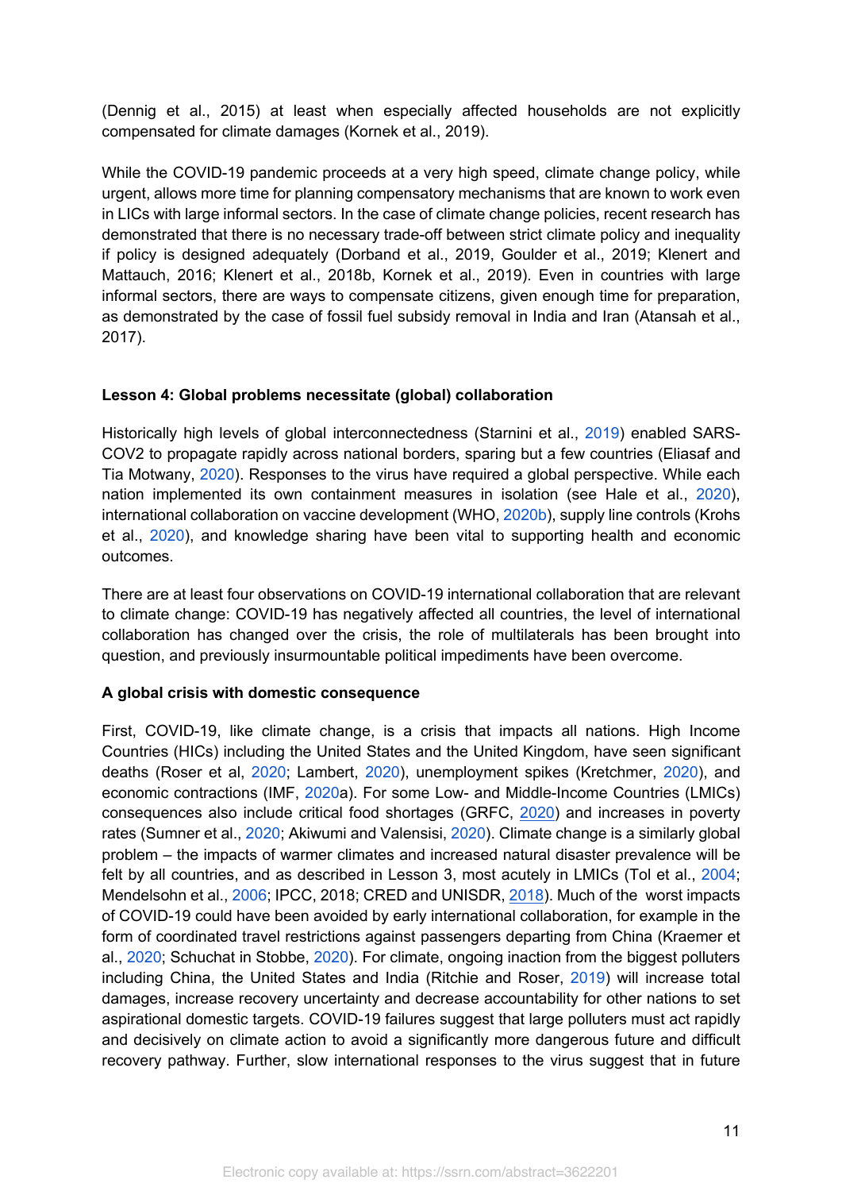(Dennig et al., 2015) at least when especially affected households are not explicitly compensated for climate damages (Kornek et al., 2019).

While the COVID-19 pandemic proceeds at a very high speed, climate change policy, while urgent, allows more time for planning compensatory mechanisms that are known to work even in LICs with large informal sectors. In the case of climate change policies, recent research has demonstrated that there is no necessary trade-off between strict climate policy and inequality if policy is designed adequately (Dorband et al., 2019, Goulder et al., 2019; Klenert and Mattauch, 2016; Klenert et al., 2018b, Kornek et al., 2019). Even in countries with large informal sectors, there are ways to compensate citizens, given enough time for preparation, as demonstrated by the case of fossil fuel subsidy removal in India and Iran (Atansah et al., 2017).

**Lesson 4: Global problems necessitate (global) collaboration**

Historically high levels of global interconnectedness (Starnini et al., 2019) enabled SARS-COV2 to propagate rapidly across national borders, sparing but a few countries (Eliasaf and Tia Motwany, 2020). Responses to the virus have required a global perspective. While each nation implemented its own containment measures in isolation (see Hale et al., 2020), international collaboration on vaccine development (WHO, 2020b), supply line controls (Krohs et al., 2020), and knowledge sharing have been vital to supporting health and economic outcomes.

There are at least four observations on COVID-19 international collaboration that are relevant to climate change: COVID-19 has negatively affected all countries, the level of international collaboration has changed over the crisis, the role of multilaterals has been brought into question, and previously insurmountable political impediments have been overcome.

**A global crisis with domestic consequence**

First, COVID-19, like climate change, is a crisis that impacts all nations. High Income Countries (HICs) including the United States and the United Kingdom, have seen significant deaths (Roser et al, 2020; Lambert, 2020), unemployment spikes (Kretchmer, 2020), and economic contractions (IMF, 2020a). For some Low- and Middle-Income Countries (LMICs) consequences also include critical food shortages (GRFC, 2020) and increases in poverty rates (Sumner et al., 2020; Akiwumi and Valensisi, 2020). Climate change is a similarly global problem – the impacts of warmer climates and increased natural disaster prevalence will be felt by all countries, and as described in Lesson 3, most acutely in LMICs (Tol et al., 2004; Mendelsohn et al., 2006; IPCC, 2018; CRED and UNISDR, 2018). Much of the worst impacts of COVID-19 could have been avoided by early international collaboration, for example in the form of coordinated travel restrictions against passengers departing from China (Kraemer et al., 2020; Schuchat in Stobbe, 2020). For climate, ongoing inaction from the biggest polluters including China, the United States and India (Ritchie and Roser, 2019) will increase total damages, increase recovery uncertainty and decrease accountability for other nations to set aspirational domestic targets. COVID-19 failures suggest that large polluters must act rapidly and decisively on climate action to avoid a significantly more dangerous future and difficult recovery pathway. Further, slow international responses to the virus suggest that in future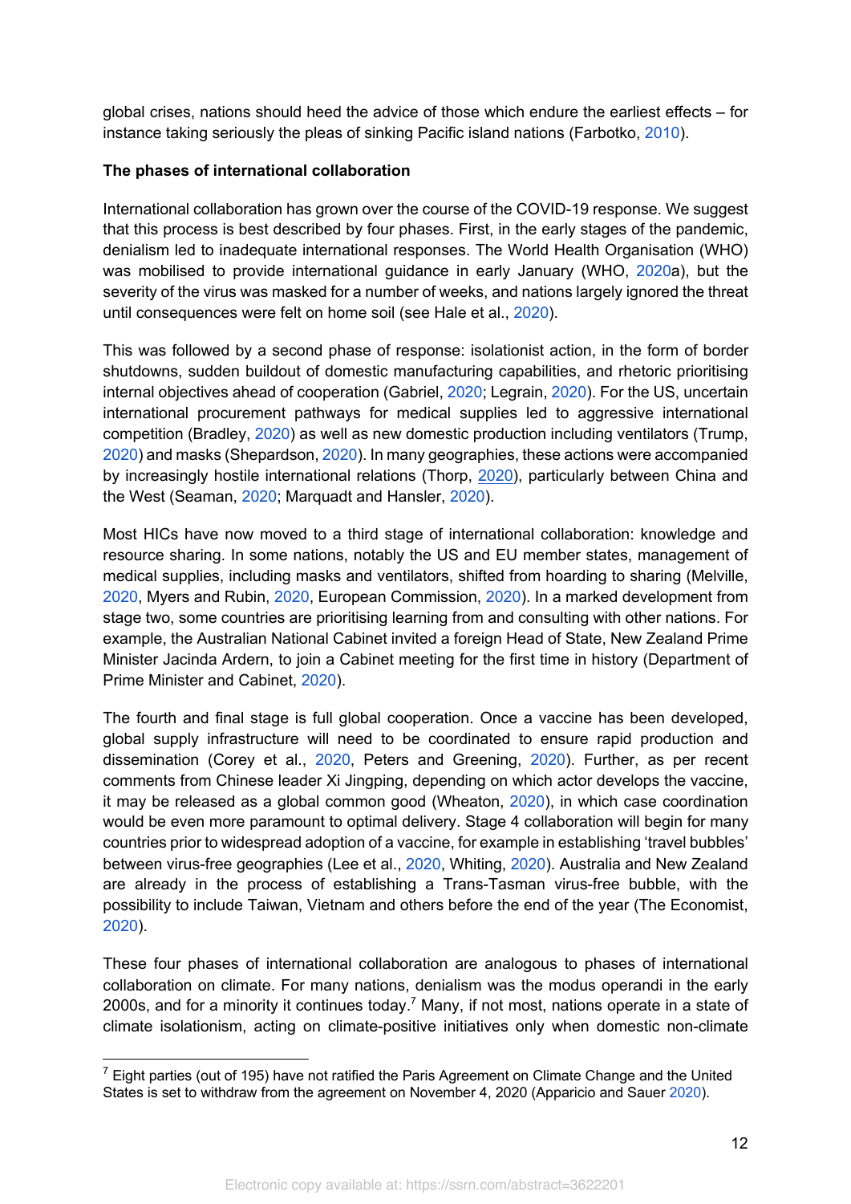global crises, nations should heed the advice of those which endure the earliest effects – for instance taking seriously the pleas of sinking Pacific island nations (Farbotko, 2010).

**The phases of international collaboration**

International collaboration has grown over the course of the COVID-19 response. We suggest that this process is best described by four phases. First, in the early stages of the pandemic, denialism led to inadequate international responses. The World Health Organisation (WHO) was mobilised to provide international guidance in early January (WHO, 2020a), but the severity of the virus was masked for a number of weeks, and nations largely ignored the threat until consequences were felt on home soil (see Hale et al., 2020).

This was followed by a second phase of response: isolationist action, in the form of border shutdowns, sudden buildout of domestic manufacturing capabilities, and rhetoric prioritising internal objectives ahead of cooperation (Gabriel, 2020; Legrain, 2020). For the US, uncertain international procurement pathways for medical supplies led to aggressive international competition (Bradley, 2020) as well as new domestic production including ventilators (Trump, 2020) and masks (Shepardson, 2020). In many geographies, these actions were accompanied by increasingly hostile international relations (Thorp, 2020), particularly between China and the West (Seaman, 2020; Marquadt and Hansler, 2020).

Most HICs have now moved to a third stage of international collaboration: knowledge and resource sharing. In some nations, notably the US and EU member states, management of medical supplies, including masks and ventilators, shifted from hoarding to sharing (Melville, 2020, Myers and Rubin, 2020, European Commission, 2020). In a marked development from stage two, some countries are prioritising learning from and consulting with other nations. For example, the Australian National Cabinet invited a foreign Head of State, New Zealand Prime Minister Jacinda Ardern, to join a Cabinet meeting for the first time in history (Department of Prime Minister and Cabinet, 2020).

The fourth and final stage is full global cooperation. Once a vaccine has been developed, global supply infrastructure will need to be coordinated to ensure rapid production and dissemination (Corey et al., 2020, Peters and Greening, 2020). Further, as per recent comments from Chinese leader Xi Jingping, depending on which actor develops the vaccine, it may be released as a global common good (Wheaton, 2020), in which case coordination would be even more paramount to optimal delivery. Stage 4 collaboration will begin for many countries prior to widespread adoption of a vaccine, for example in establishing 'travel bubbles' between virus-free geographies (Lee et al., 2020, Whiting, 2020). Australia and New Zealand are already in the process of establishing a Trans-Tasman virus-free bubble, with the possibility to include Taiwan, Vietnam and others before the end of the year (The Economist, 2020).

These four phases of international collaboration are analogous to phases of international collaboration on climate. For many nations, denialism was the modus operandi in the early 2000s, and for a minority it continues today.[7] Many, if not most, nations operate in a state of climate isolationism, acting on climate-positive initiatives only when domestic non-climate

[7] Eight parties (out of 195) have not ratified the Paris Agreement on Climate Change and the United States is set to withdraw from the agreement on November 4, 2020 (Apparicio and Sauer 2020).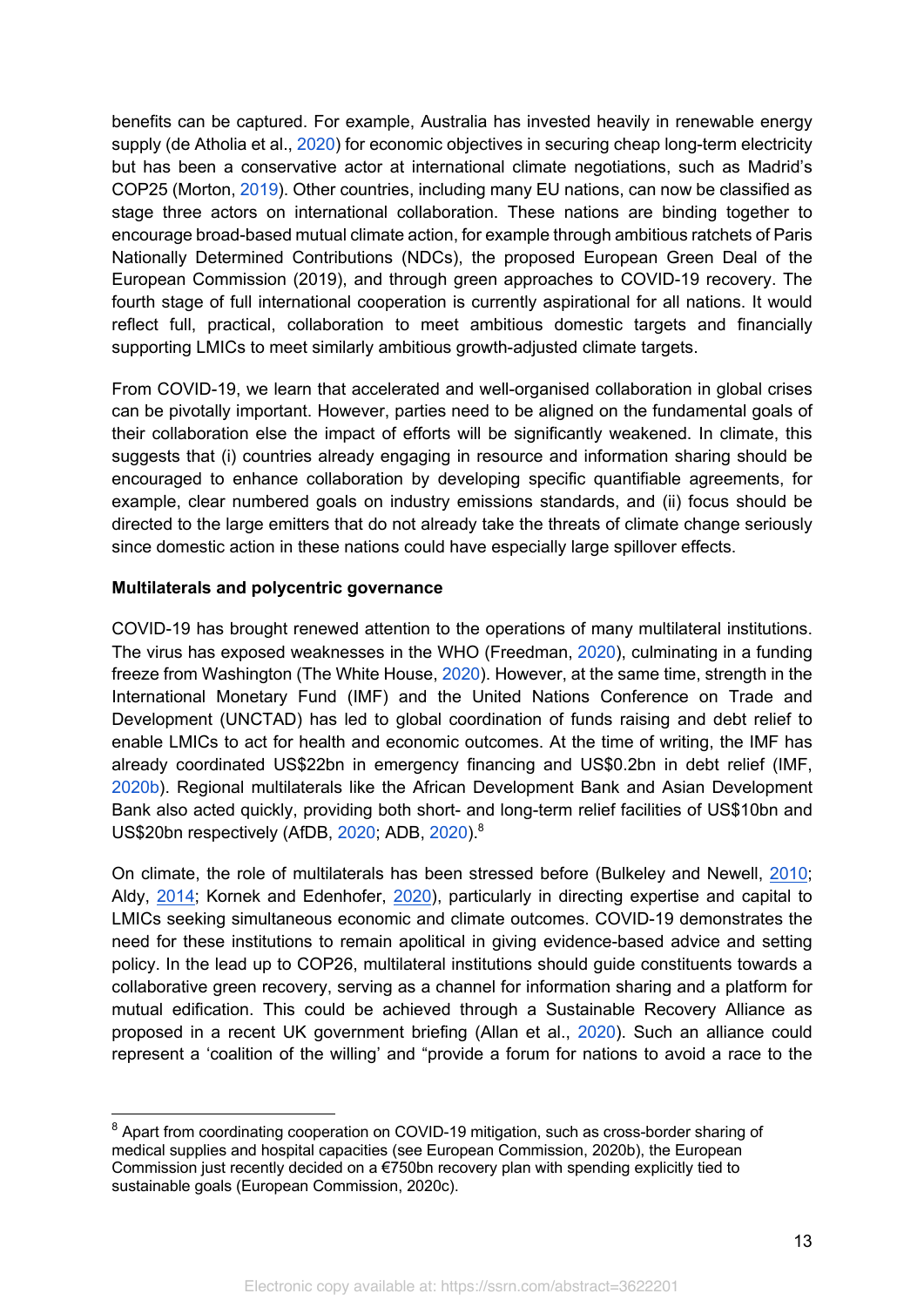benefits can be captured. For example, Australia has invested heavily in renewable energy supply (de Atholia et al., 2020) for economic objectives in securing cheap long-term electricity but has been a conservative actor at international climate negotiations, such as Madrid's COP25 (Morton, 2019). Other countries, including many EU nations, can now be classified as stage three actors on international collaboration. These nations are binding together to encourage broad-based mutual climate action, for example through ambitious ratchets of Paris Nationally Determined Contributions (NDCs), the proposed European Green Deal of the European Commission (2019), and through green approaches to COVID-19 recovery. The fourth stage of full international cooperation is currently aspirational for all nations. It would reflect full, practical, collaboration to meet ambitious domestic targets and financially supporting LMICs to meet similarly ambitious growth-adjusted climate targets.

From COVID-19, we learn that accelerated and well-organised collaboration in global crises can be pivotally important. However, parties need to be aligned on the fundamental goals of their collaboration else the impact of efforts will be significantly weakened. In climate, this suggests that (i) countries already engaging in resource and information sharing should be encouraged to enhance collaboration by developing specific quantifiable agreements, for example, clear numbered goals on industry emissions standards, and (ii) focus should be directed to the large emitters that do not already take the threats of climate change seriously since domestic action in these nations could have especially large spillover effects.

**Multilaterals and polycentric governance**

COVID-19 has brought renewed attention to the operations of many multilateral institutions. The virus has exposed weaknesses in the WHO (Freedman, 2020), culminating in a funding freeze from Washington (The White House, 2020). However, at the same time, strength in the International Monetary Fund (IMF) and the United Nations Conference on Trade and Development (UNCTAD) has led to global coordination of funds raising and debt relief to enable LMICs to act for health and economic outcomes. At the time of writing, the IMF has already coordinated US$22bn in emergency financing and US$0.2bn in debt relief (IMF, 2020b). Regional multilaterals like the African Development Bank and Asian Development Bank also acted quickly, providing both short- and long-term relief facilities of US$10bn and US$20bn respectively (AfDB, 2020; ADB, 2020).[8]

On climate, the role of multilaterals has been stressed before (Bulkeley and Newell, 2010; Aldy, 2014; Kornek and Edenhofer, 2020), particularly in directing expertise and capital to LMICs seeking simultaneous economic and climate outcomes. COVID-19 demonstrates the need for these institutions to remain apolitical in giving evidence-based advice and setting policy. In the lead up to COP26, multilateral institutions should guide constituents towards a collaborative green recovery, serving as a channel for information sharing and a platform for mutual edification. This could be achieved through a Sustainable Recovery Alliance as proposed in a recent UK government briefing (Allan et al., 2020). Such an alliance could represent a 'coalition of the willing' and "provide a forum for nations to avoid a race to the

[8] Apart from coordinating cooperation on COVID-19 mitigation, such as cross-border sharing of medical supplies and hospital capacities (see European Commission, 2020b), the European Commission just recently decided on a €750bn recovery plan with spending explicitly tied to sustainable goals (European Commission, 2020c).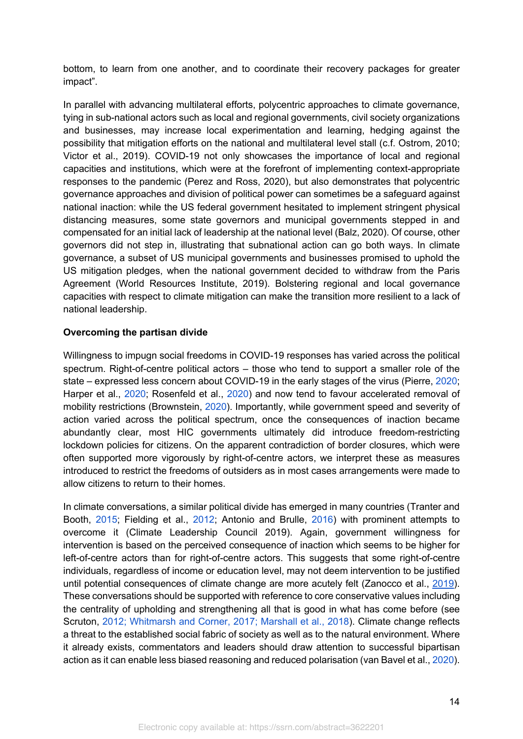bottom, to learn from one another, and to coordinate their recovery packages for greater impact".

In parallel with advancing multilateral efforts, polycentric approaches to climate governance, tying in sub-national actors such as local and regional governments, civil society organizations and businesses, may increase local experimentation and learning, hedging against the possibility that mitigation efforts on the national and multilateral level stall (c.f. Ostrom, 2010; Victor et al., 2019). COVID-19 not only showcases the importance of local and regional capacities and institutions, which were at the forefront of implementing context-appropriate responses to the pandemic (Perez and Ross, 2020), but also demonstrates that polycentric governance approaches and division of political power can sometimes be a safeguard against national inaction: while the US federal government hesitated to implement stringent physical distancing measures, some state governors and municipal governments stepped in and compensated for an initial lack of leadership at the national level (Balz, 2020). Of course, other governors did not step in, illustrating that subnational action can go both ways. In climate governance, a subset of US municipal governments and businesses promised to uphold the US mitigation pledges, when the national government decided to withdraw from the Paris Agreement (World Resources Institute, 2019). Bolstering regional and local governance capacities with respect to climate mitigation can make the transition more resilient to a lack of national leadership.

**Overcoming the partisan divide**

Willingness to impugn social freedoms in COVID-19 responses has varied across the political spectrum. Right-of-centre political actors – those who tend to support a smaller role of the state – expressed less concern about COVID-19 in the early stages of the virus (Pierre, 2020; Harper et al., 2020; Rosenfeld et al., 2020) and now tend to favour accelerated removal of mobility restrictions (Brownstein, 2020). Importantly, while government speed and severity of action varied across the political spectrum, once the consequences of inaction became abundantly clear, most HIC governments ultimately did introduce freedom-restricting lockdown policies for citizens. On the apparent contradiction of border closures, which were often supported more vigorously by right-of-centre actors, we interpret these as measures introduced to restrict the freedoms of outsiders as in most cases arrangements were made to allow citizens to return to their homes.

In climate conversations, a similar political divide has emerged in many countries (Tranter and Booth, 2015; Fielding et al., 2012; Antonio and Brulle, 2016) with prominent attempts to overcome it (Climate Leadership Council 2019). Again, government willingness for intervention is based on the perceived consequence of inaction which seems to be higher for left-of-centre actors than for right-of-centre actors. This suggests that some right-of-centre individuals, regardless of income or education level, may not deem intervention to be justified until potential consequences of climate change are more acutely felt (Zanocco et al., 2019). These conversations should be supported with reference to core conservative values including the centrality of upholding and strengthening all that is good in what has come before (see Scruton, 2012; Whitmarsh and Corner, 2017; Marshall et al., 2018). Climate change reflects a threat to the established social fabric of society as well as to the natural environment. Where it already exists, commentators and leaders should draw attention to successful bipartisan action as it can enable less biased reasoning and reduced polarisation (van Bavel et al., 2020).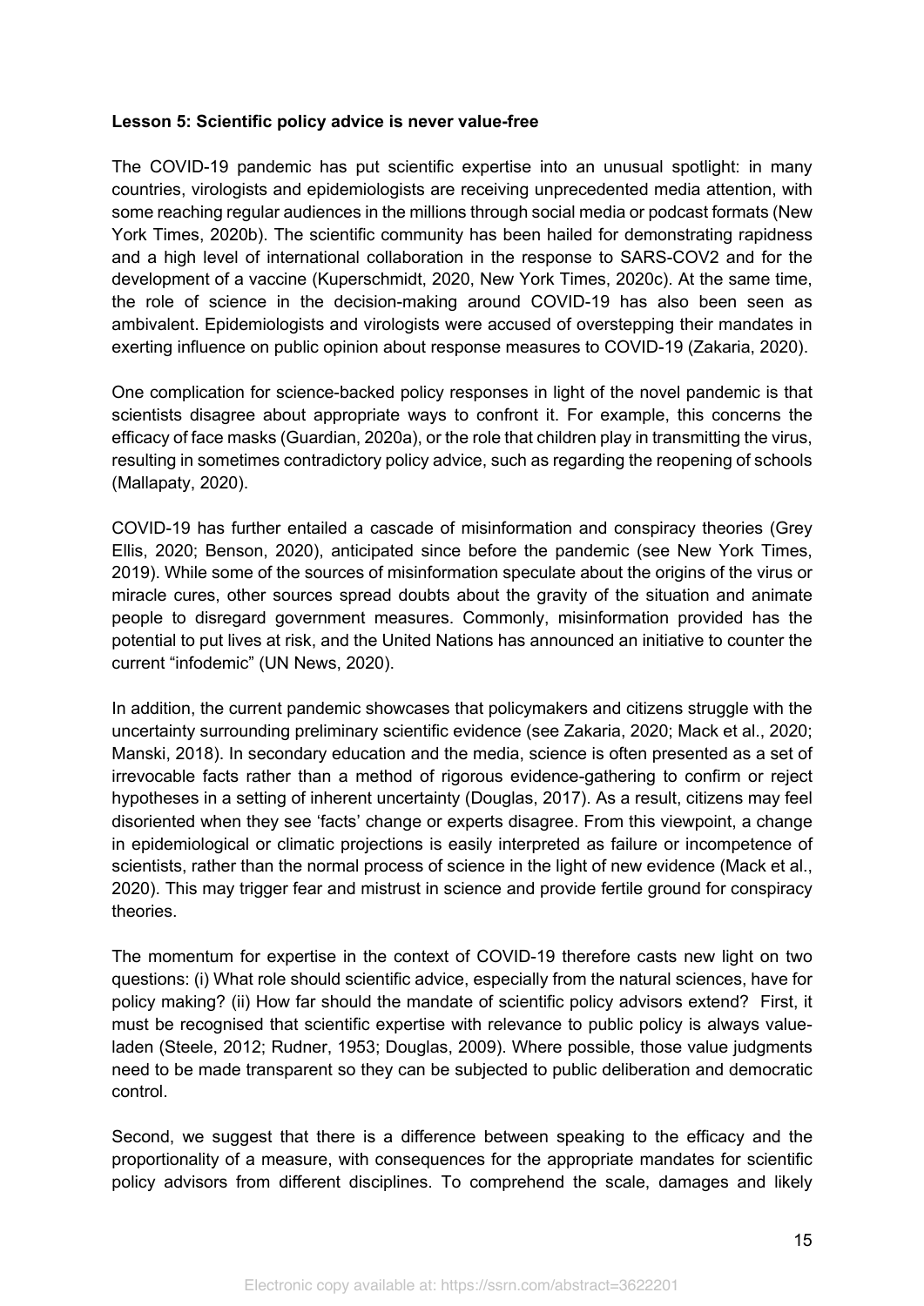**Lesson 5: Scientific policy advice is never value-free**

The COVID-19 pandemic has put scientific expertise into an unusual spotlight: in many countries, virologists and epidemiologists are receiving unprecedented media attention, with some reaching regular audiences in the millions through social media or podcast formats (New York Times, 2020b). The scientific community has been hailed for demonstrating rapidness and a high level of international collaboration in the response to SARS-COV2 and for the development of a vaccine (Kuperschmidt, 2020, New York Times, 2020c). At the same time, the role of science in the decision-making around COVID-19 has also been seen as ambivalent. Epidemiologists and virologists were accused of overstepping their mandates in exerting influence on public opinion about response measures to COVID-19 (Zakaria, 2020).

One complication for science-backed policy responses in light of the novel pandemic is that scientists disagree about appropriate ways to confront it. For example, this concerns the efficacy of face masks (Guardian, 2020a), or the role that children play in transmitting the virus, resulting in sometimes contradictory policy advice, such as regarding the reopening of schools (Mallapaty, 2020).

COVID-19 has further entailed a cascade of misinformation and conspiracy theories (Grey Ellis, 2020; Benson, 2020), anticipated since before the pandemic (see New York Times, 2019). While some of the sources of misinformation speculate about the origins of the virus or miracle cures, other sources spread doubts about the gravity of the situation and animate people to disregard government measures. Commonly, misinformation provided has the potential to put lives at risk, and the United Nations has announced an initiative to counter the current "infodemic" (UN News, 2020).

In addition, the current pandemic showcases that policymakers and citizens struggle with the uncertainty surrounding preliminary scientific evidence (see Zakaria, 2020; Mack et al., 2020; Manski, 2018). In secondary education and the media, science is often presented as a set of irrevocable facts rather than a method of rigorous evidence-gathering to confirm or reject hypotheses in a setting of inherent uncertainty (Douglas, 2017). As a result, citizens may feel disoriented when they see 'facts' change or experts disagree. From this viewpoint, a change in epidemiological or climatic projections is easily interpreted as failure or incompetence of scientists, rather than the normal process of science in the light of new evidence (Mack et al., 2020). This may trigger fear and mistrust in science and provide fertile ground for conspiracy theories.

The momentum for expertise in the context of COVID-19 therefore casts new light on two questions: (i) What role should scientific advice, especially from the natural sciences, have for policy making? (ii) How far should the mandate of scientific policy advisors extend? First, it must be recognised that scientific expertise with relevance to public policy is always value-laden (Steele, 2012; Rudner, 1953; Douglas, 2009). Where possible, those value judgments need to be made transparent so they can be subjected to public deliberation and democratic control.

Second, we suggest that there is a difference between speaking to the efficacy and the proportionality of a measure, with consequences for the appropriate mandates for scientific policy advisors from different disciplines. To comprehend the scale, damages and likely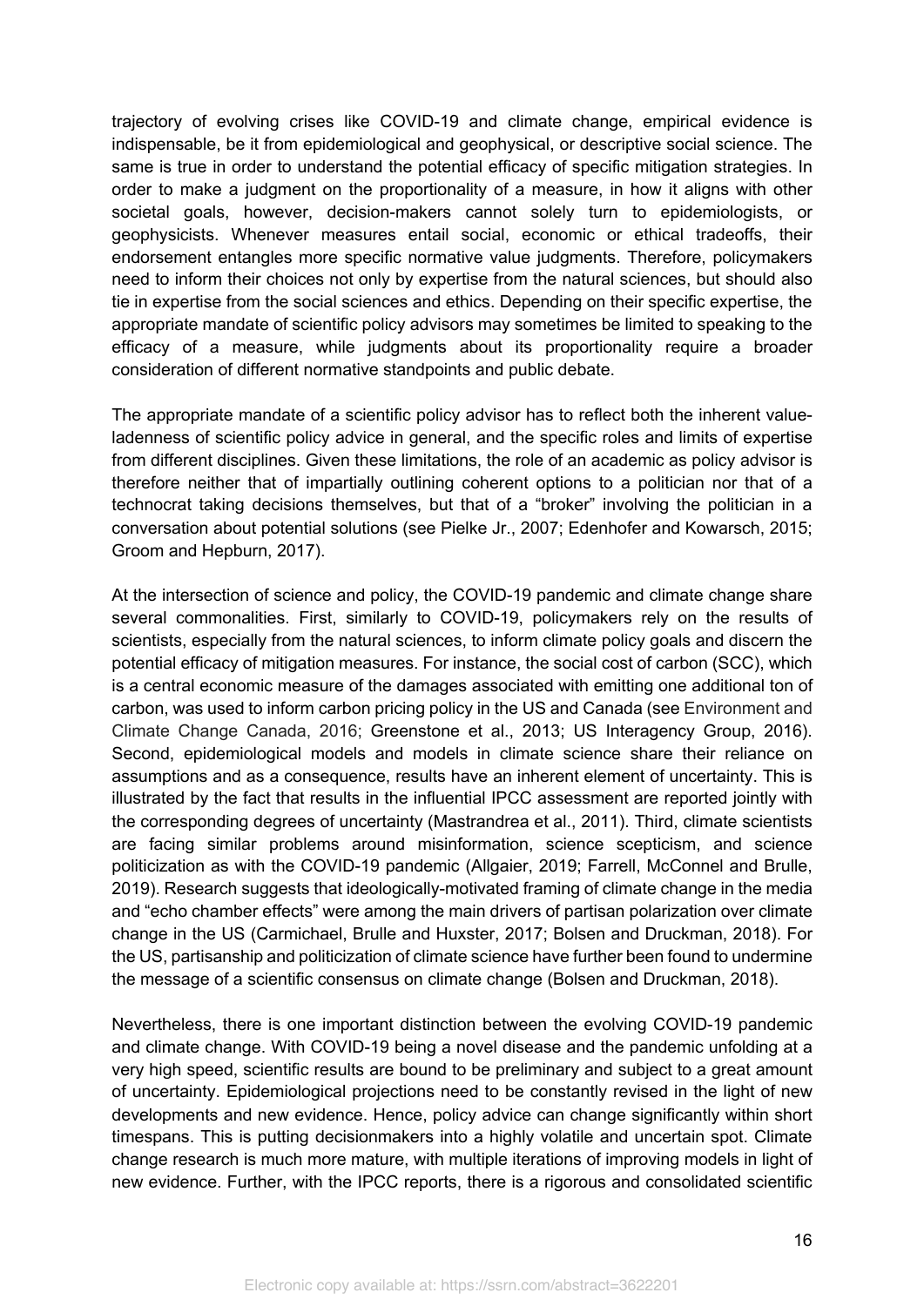trajectory of evolving crises like COVID-19 and climate change, empirical evidence is indispensable, be it from epidemiological and geophysical, or descriptive social science. The same is true in order to understand the potential efficacy of specific mitigation strategies. In order to make a judgment on the proportionality of a measure, in how it aligns with other societal goals, however, decision-makers cannot solely turn to epidemiologists, or geophysicists. Whenever measures entail social, economic or ethical tradeoffs, their endorsement entangles more specific normative value judgments. Therefore, policymakers need to inform their choices not only by expertise from the natural sciences, but should also tie in expertise from the social sciences and ethics. Depending on their specific expertise, the appropriate mandate of scientific policy advisors may sometimes be limited to speaking to the efficacy of a measure, while judgments about its proportionality require a broader consideration of different normative standpoints and public debate.

The appropriate mandate of a scientific policy advisor has to reflect both the inherent value-ladenness of scientific policy advice in general, and the specific roles and limits of expertise from different disciplines. Given these limitations, the role of an academic as policy advisor is therefore neither that of impartially outlining coherent options to a politician nor that of a technocrat taking decisions themselves, but that of a "broker" involving the politician in a conversation about potential solutions (see Pielke Jr., 2007; Edenhofer and Kowarsch, 2015; Groom and Hepburn, 2017).

At the intersection of science and policy, the COVID-19 pandemic and climate change share several commonalities. First, similarly to COVID-19, policymakers rely on the results of scientists, especially from the natural sciences, to inform climate policy goals and discern the potential efficacy of mitigation measures. For instance, the social cost of carbon (SCC), which is a central economic measure of the damages associated with emitting one additional ton of carbon, was used to inform carbon pricing policy in the US and Canada (see Environment and Climate Change Canada, 2016; Greenstone et al., 2013; US Interagency Group, 2016). Second, epidemiological models and models in climate science share their reliance on assumptions and as a consequence, results have an inherent element of uncertainty. This is illustrated by the fact that results in the influential IPCC assessment are reported jointly with the corresponding degrees of uncertainty (Mastrandrea et al., 2011). Third, climate scientists are facing similar problems around misinformation, science scepticism, and science politicization as with the COVID-19 pandemic (Allgaier, 2019; Farrell, McConnel and Brulle, 2019). Research suggests that ideologically-motivated framing of climate change in the media and "echo chamber effects" were among the main drivers of partisan polarization over climate change in the US (Carmichael, Brulle and Huxster, 2017; Bolsen and Druckman, 2018). For the US, partisanship and politicization of climate science have further been found to undermine the message of a scientific consensus on climate change (Bolsen and Druckman, 2018).

Nevertheless, there is one important distinction between the evolving COVID-19 pandemic and climate change. With COVID-19 being a novel disease and the pandemic unfolding at a very high speed, scientific results are bound to be preliminary and subject to a great amount of uncertainty. Epidemiological projections need to be constantly revised in the light of new developments and new evidence. Hence, policy advice can change significantly within short timespans. This is putting decisionmakers into a highly volatile and uncertain spot. Climate change research is much more mature, with multiple iterations of improving models in light of new evidence. Further, with the IPCC reports, there is a rigorous and consolidated scientific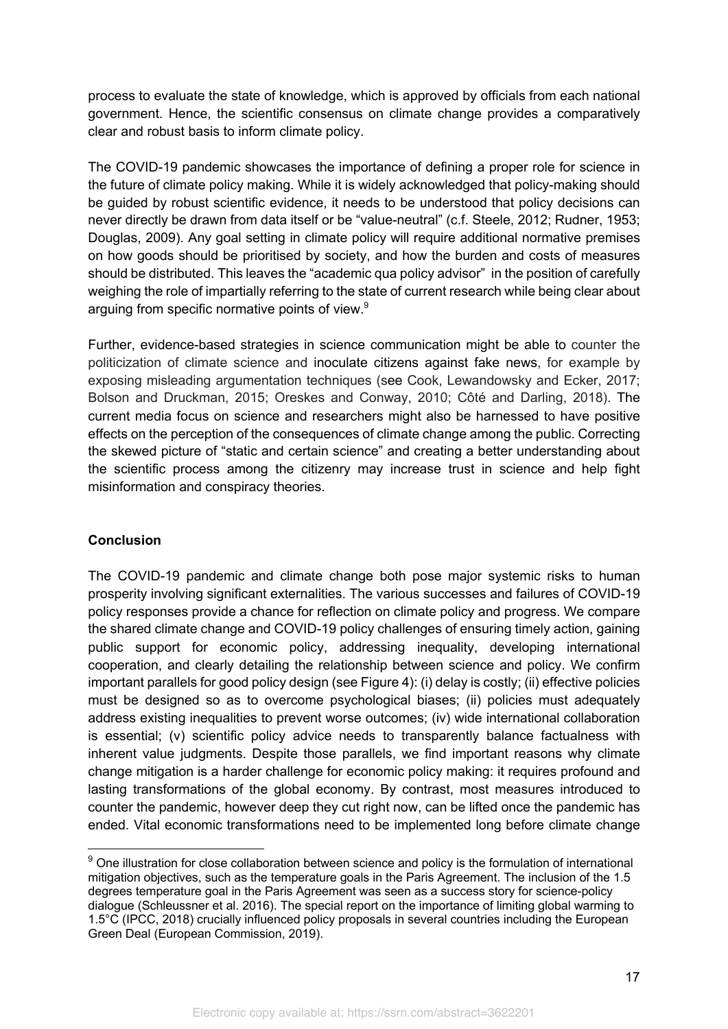process to evaluate the state of knowledge, which is approved by officials from each national government. Hence, the scientific consensus on climate change provides a comparatively clear and robust basis to inform climate policy.

The COVID-19 pandemic showcases the importance of defining a proper role for science in the future of climate policy making. While it is widely acknowledged that policy-making should be guided by robust scientific evidence, it needs to be understood that policy decisions can never directly be drawn from data itself or be "value-neutral" (c.f. Steele, 2012; Rudner, 1953; Douglas, 2009). Any goal setting in climate policy will require additional normative premises on how goods should be prioritised by society, and how the burden and costs of measures should be distributed. This leaves the "academic qua policy advisor"  in the position of carefully weighing the role of impartially referring to the state of current research while being clear about arguing from specific normative points of view.[9]

Further, evidence-based strategies in science communication might be able to counter the politicization of climate science and inoculate citizens against fake news, for example by exposing misleading argumentation techniques (see Cook, Lewandowsky and Ecker, 2017; Bolson and Druckman, 2015; Oreskes and Conway, 2010; Côté and Darling, 2018). The current media focus on science and researchers might also be harnessed to have positive effects on the perception of the consequences of climate change among the public. Correcting the skewed picture of "static and certain science" and creating a better understanding about the scientific process among the citizenry may increase trust in science and help fight misinformation and conspiracy theories.

## Conclusion

The COVID-19 pandemic and climate change both pose major systemic risks to human prosperity involving significant externalities. The various successes and failures of COVID-19 policy responses provide a chance for reflection on climate policy and progress. We compare the shared climate change and COVID-19 policy challenges of ensuring timely action, gaining public support for economic policy, addressing inequality, developing international cooperation, and clearly detailing the relationship between science and policy. We confirm important parallels for good policy design (see Figure 4): (i) delay is costly; (ii) effective policies must be designed so as to overcome psychological biases; (ii) policies must adequately address existing inequalities to prevent worse outcomes; (iv) wide international collaboration is essential; (v) scientific policy advice needs to transparently balance factualness with inherent value judgments. Despite those parallels, we find important reasons why climate change mitigation is a harder challenge for economic policy making: it requires profound and lasting transformations of the global economy. By contrast, most measures introduced to counter the pandemic, however deep they cut right now, can be lifted once the pandemic has ended. Vital economic transformations need to be implemented long before climate change

[9] One illustration for close collaboration between science and policy is the formulation of international mitigation objectives, such as the temperature goals in the Paris Agreement. The inclusion of the 1.5 degrees temperature goal in the Paris Agreement was seen as a success story for science-policy dialogue (Schleussner et al. 2016). The special report on the importance of limiting global warming to 1.5°C (IPCC, 2018) crucially influenced policy proposals in several countries including the European Green Deal (European Commission, 2019).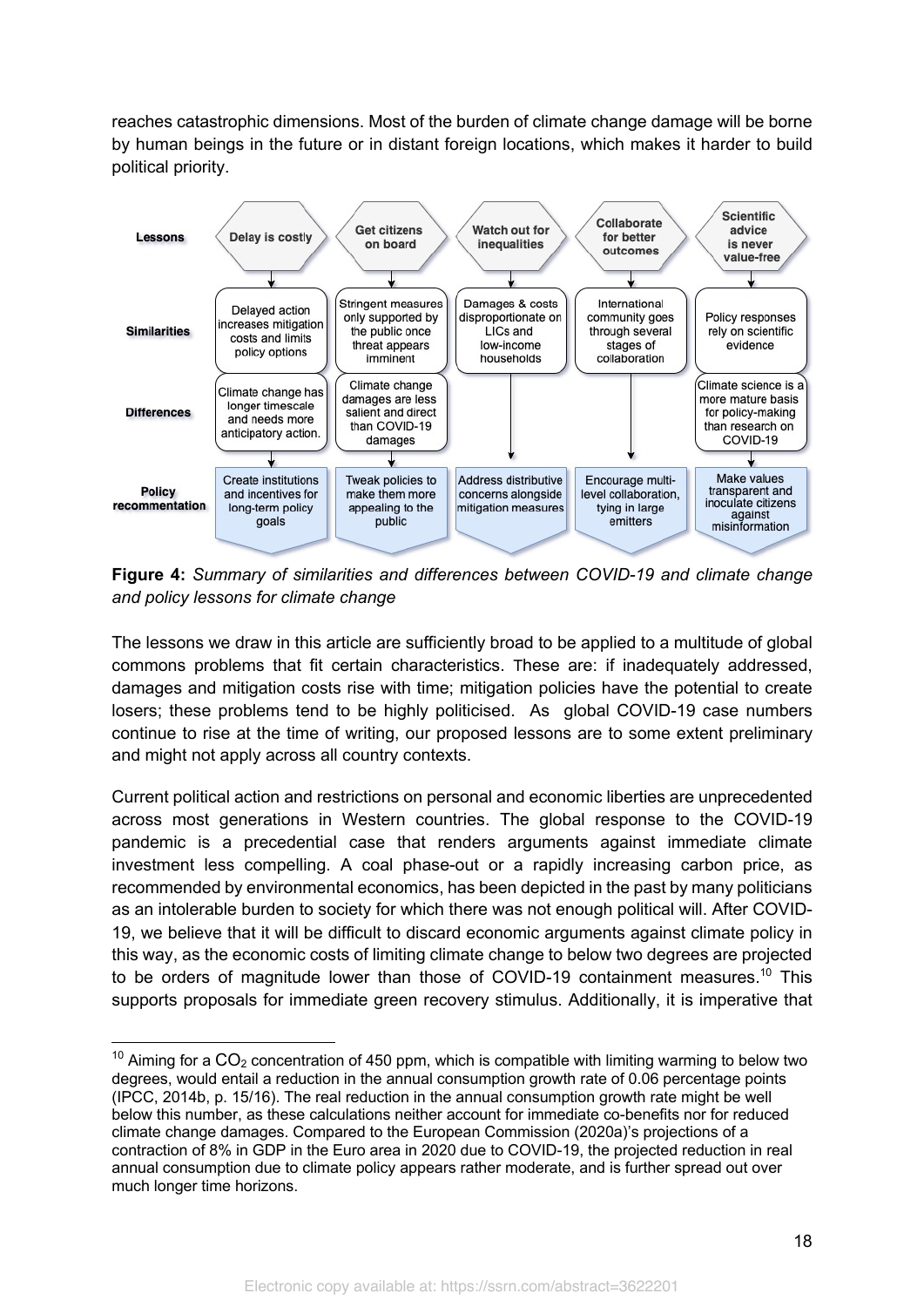reaches catastrophic dimensions. Most of the burden of climate change damage will be borne by human beings in the future or in distant foreign locations, which makes it harder to build political priority.

| Lessons | Delay is costly | Get citizens on board | Watch out for inequalities | Collaborate for better outcomes | Scientific advice is never value-free |
|---|---|---|---|---|---|
| Similarities | Delayed action increases mitigation costs and limits policy options | Stringent measures only supported by the public once threat appears imminent | Damages & costs disproportionate on LICs and low-income households | International community goes through several stages of collaboration | Policy responses rely on scientific evidence |
| Differences | Climate change has longer timescale and needs more anticipatory action. | Climate change damages are less salient and direct than COVID-19 damages | | | Climate science is a more mature basis for policy-making than research on COVID-19 |
| Policy recommentation | Create institutions and incentives for long-term policy goals | Tweak policies to make them more appealing to the public | Address distributive concerns alongside mitigation measures | Encourage multi-level collaboration, tying in large emitters | Make values transparent and inoculate citizens against misinformation |

**Figure 4:** *Summary of similarities and differences between COVID-19 and climate change and policy lessons for climate change*

The lessons we draw in this article are sufficiently broad to be applied to a multitude of global commons problems that fit certain characteristics. These are: if inadequately addressed, damages and mitigation costs rise with time; mitigation policies have the potential to create losers; these problems tend to be highly politicised. As global COVID-19 case numbers continue to rise at the time of writing, our proposed lessons are to some extent preliminary and might not apply across all country contexts.

Current political action and restrictions on personal and economic liberties are unprecedented across most generations in Western countries. The global response to the COVID-19 pandemic is a precedential case that renders arguments against immediate climate investment less compelling. A coal phase-out or a rapidly increasing carbon price, as recommended by environmental economics, has been depicted in the past by many politicians as an intolerable burden to society for which there was not enough political will. After COVID-19, we believe that it will be difficult to discard economic arguments against climate policy in this way, as the economic costs of limiting climate change to below two degrees are projected to be orders of magnitude lower than those of COVID-19 containment measures.[10] This supports proposals for immediate green recovery stimulus. Additionally, it is imperative that

[10] Aiming for a $CO_2$ concentration of 450 ppm, which is compatible with limiting warming to below two degrees, would entail a reduction in the annual consumption growth rate of 0.06 percentage points (IPCC, 2014b, p. 15/16). The real reduction in the annual consumption growth rate might be well below this number, as these calculations neither account for immediate co-benefits nor for reduced climate change damages. Compared to the European Commission (2020a)'s projections of a contraction of 8% in GDP in the Euro area in 2020 due to COVID-19, the projected reduction in real annual consumption due to climate policy appears rather moderate, and is further spread out over much longer time horizons.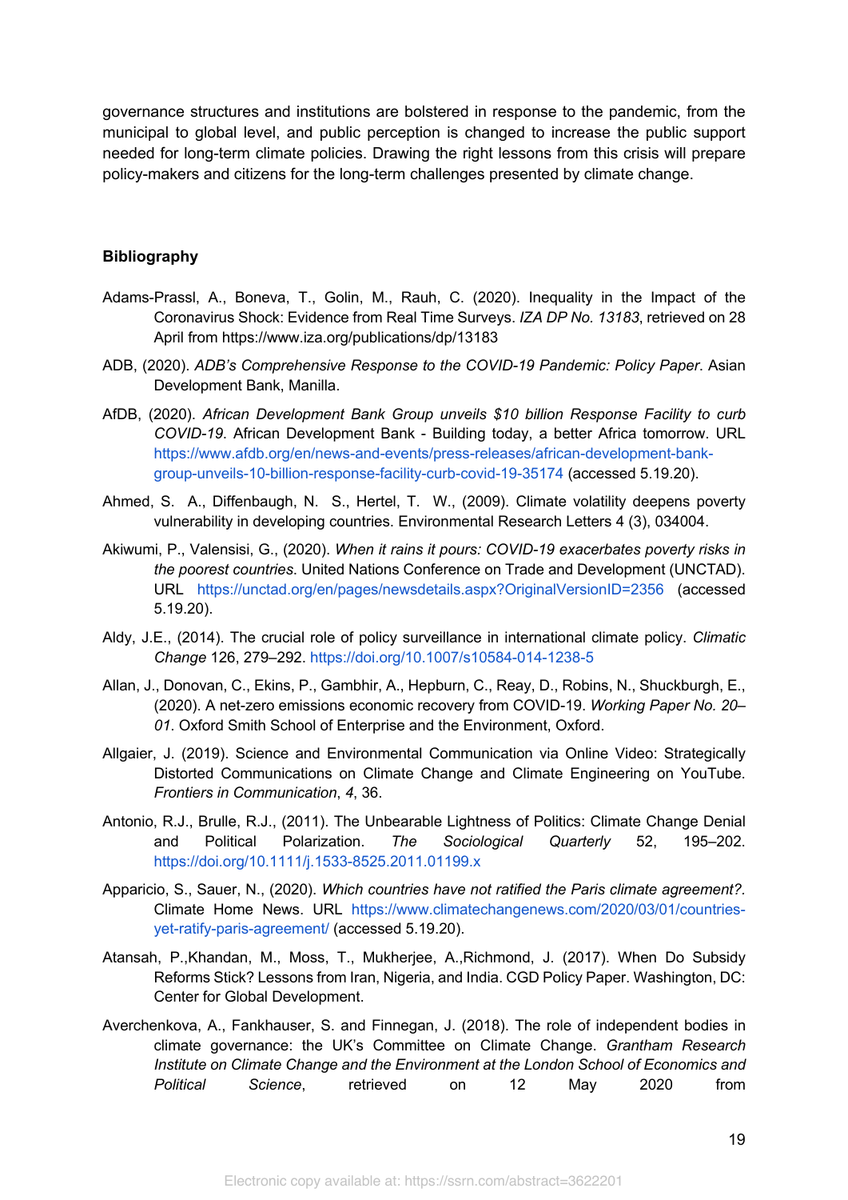governance structures and institutions are bolstered in response to the pandemic, from the municipal to global level, and public perception is changed to increase the public support needed for long-term climate policies. Drawing the right lessons from this crisis will prepare policy-makers and citizens for the long-term challenges presented by climate change.

**Bibliography**

Adams-Prassl, A., Boneva, T., Golin, M., Rauh, C. (2020). Inequality in the Impact of the Coronavirus Shock: Evidence from Real Time Surveys. *IZA DP No. 13183*, retrieved on 28 April from https://www.iza.org/publications/dp/13183

ADB, (2020). *ADB's Comprehensive Response to the COVID-19 Pandemic: Policy Paper*. Asian Development Bank, Manilla.

AfDB, (2020). *African Development Bank Group unveils $10 billion Response Facility to curb COVID-19*. African Development Bank - Building today, a better Africa tomorrow. URL https://www.afdb.org/en/news-and-events/press-releases/african-development-bank-group-unveils-10-billion-response-facility-curb-covid-19-35174 (accessed 5.19.20).

Ahmed, S. A., Diffenbaugh, N. S., Hertel, T. W., (2009). Climate volatility deepens poverty vulnerability in developing countries. Environmental Research Letters 4 (3), 034004.

Akiwumi, P., Valensisi, G., (2020). *When it rains it pours: COVID-19 exacerbates poverty risks in the poorest countries*. United Nations Conference on Trade and Development (UNCTAD). URL https://unctad.org/en/pages/newsdetails.aspx?OriginalVersionID=2356 (accessed 5.19.20).

Aldy, J.E., (2014). The crucial role of policy surveillance in international climate policy. *Climatic Change* 126, 279–292. https://doi.org/10.1007/s10584-014-1238-5

Allan, J., Donovan, C., Ekins, P., Gambhir, A., Hepburn, C., Reay, D., Robins, N., Shuckburgh, E., (2020). A net-zero emissions economic recovery from COVID-19. *Working Paper No. 20–01.* Oxford Smith School of Enterprise and the Environment, Oxford.

Allgaier, J. (2019). Science and Environmental Communication via Online Video: Strategically Distorted Communications on Climate Change and Climate Engineering on YouTube. *Frontiers in Communication*, *4*, 36.

Antonio, R.J., Brulle, R.J., (2011). The Unbearable Lightness of Politics: Climate Change Denial and Political Polarization. *The Sociological Quarterly* 52, 195–202. https://doi.org/10.1111/j.1533-8525.2011.01199.x

Apparicio, S., Sauer, N., (2020). *Which countries have not ratified the Paris climate agreement?*. Climate Home News. URL https://www.climatechangenews.com/2020/03/01/countries-yet-ratify-paris-agreement/ (accessed 5.19.20).

Atansah, P.,Khandan, M., Moss, T., Mukherjee, A.,Richmond, J. (2017). When Do Subsidy Reforms Stick? Lessons from Iran, Nigeria, and India. CGD Policy Paper. Washington, DC: Center for Global Development.

Averchenkova, A., Fankhauser, S. and Finnegan, J. (2018). The role of independent bodies in climate governance: the UK's Committee on Climate Change. *Grantham Research Institute on Climate Change and the Environment at the London School of Economics and Political Science*, retrieved on 12 May 2020 from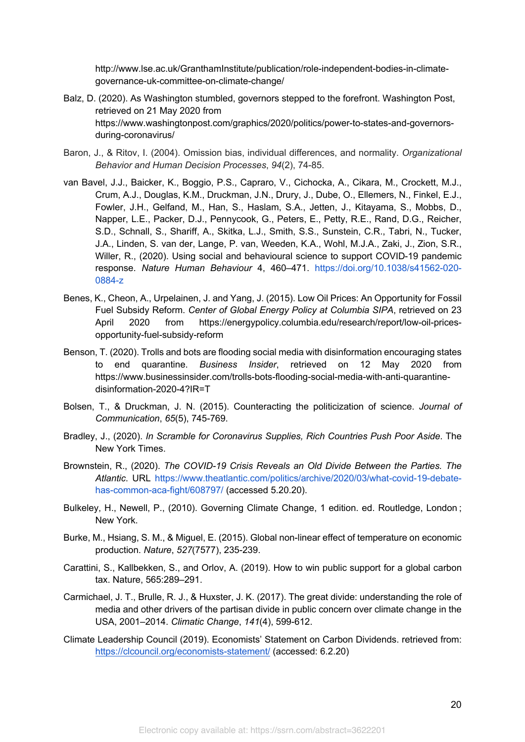http://www.lse.ac.uk/GranthamInstitute/publication/role-independent-bodies-in-climate-governance-uk-committee-on-climate-change/

Balz, D. (2020). As Washington stumbled, governors stepped to the forefront. Washington Post, retrieved on 21 May 2020 from https://www.washingtonpost.com/graphics/2020/politics/power-to-states-and-governors-during-coronavirus/

Baron, J., & Ritov, I. (2004). Omission bias, individual differences, and normality. *Organizational Behavior and Human Decision Processes*, *94*(2), 74-85.

van Bavel, J.J., Baicker, K., Boggio, P.S., Capraro, V., Cichocka, A., Cikara, M., Crockett, M.J., Crum, A.J., Douglas, K.M., Druckman, J.N., Drury, J., Dube, O., Ellemers, N., Finkel, E.J., Fowler, J.H., Gelfand, M., Han, S., Haslam, S.A., Jetten, J., Kitayama, S., Mobbs, D., Napper, L.E., Packer, D.J., Pennycook, G., Peters, E., Petty, R.E., Rand, D.G., Reicher, S.D., Schnall, S., Shariff, A., Skitka, L.J., Smith, S.S., Sunstein, C.R., Tabri, N., Tucker, J.A., Linden, S. van der, Lange, P. van, Weeden, K.A., Wohl, M.J.A., Zaki, J., Zion, S.R., Willer, R., (2020). Using social and behavioural science to support COVID-19 pandemic response. *Nature Human Behaviour* 4, 460–471. https://doi.org/10.1038/s41562-020-0884-z

Benes, K., Cheon, A., Urpelainen, J. and Yang, J. (2015). Low Oil Prices: An Opportunity for Fossil Fuel Subsidy Reform. *Center of Global Energy Policy at Columbia SIPA*, retrieved on 23 April 2020 from https://energypolicy.columbia.edu/research/report/low-oil-prices-opportunity-fuel-subsidy-reform

Benson, T. (2020). Trolls and bots are flooding social media with disinformation encouraging states to end quarantine. *Business Insider*, retrieved on 12 May 2020 from https://www.businessinsider.com/trolls-bots-flooding-social-media-with-anti-quarantine-disinformation-2020-4?IR=T

Bolsen, T., & Druckman, J. N. (2015). Counteracting the politicization of science. *Journal of Communication*, *65*(5), 745-769.

Bradley, J., (2020). *In Scramble for Coronavirus Supplies, Rich Countries Push Poor Aside*. The New York Times.

Brownstein, R., (2020). *The COVID-19 Crisis Reveals an Old Divide Between the Parties. The Atlantic*. URL https://www.theatlantic.com/politics/archive/2020/03/what-covid-19-debate-has-common-aca-fight/608797/ (accessed 5.20.20).

Bulkeley, H., Newell, P., (2010). Governing Climate Change, 1 edition. ed. Routledge, London ; New York.

Burke, M., Hsiang, S. M., & Miguel, E. (2015). Global non-linear effect of temperature on economic production. *Nature*, *527*(7577), 235-239.

Carattini, S., Kallbekken, S., and Orlov, A. (2019). How to win public support for a global carbon tax. Nature, 565:289–291.

Carmichael, J. T., Brulle, R. J., & Huxster, J. K. (2017). The great divide: understanding the role of media and other drivers of the partisan divide in public concern over climate change in the USA, 2001–2014. *Climatic Change*, *141*(4), 599-612.

Climate Leadership Council (2019). Economists' Statement on Carbon Dividends. retrieved from: https://clcouncil.org/economists-statement/ (accessed: 6.2.20)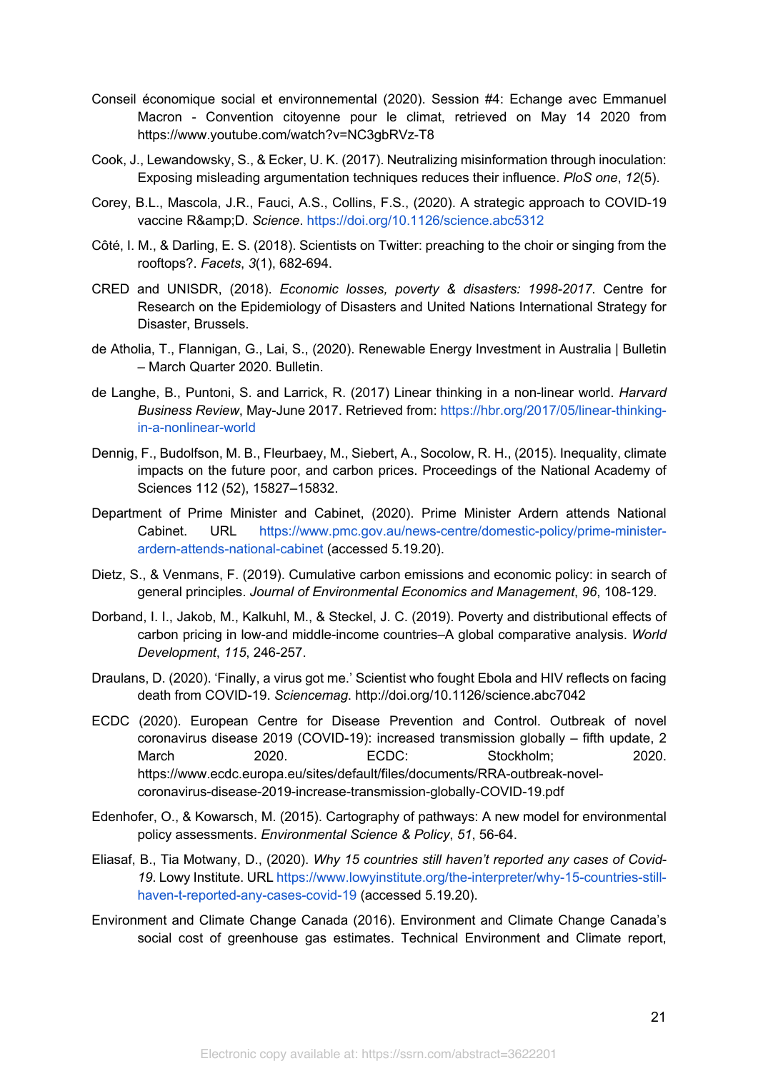Conseil économique social et environnemental (2020). Session #4: Echange avec Emmanuel Macron - Convention citoyenne pour le climat, retrieved on May 14 2020 from https://www.youtube.com/watch?v=NC3gbRVz-T8

Cook, J., Lewandowsky, S., & Ecker, U. K. (2017). Neutralizing misinformation through inoculation: Exposing misleading argumentation techniques reduces their influence. *PloS one*, *12*(5).

Corey, B.L., Mascola, J.R., Fauci, A.S., Collins, F.S., (2020). A strategic approach to COVID-19 vaccine R&amp;D. *Science*. https://doi.org/10.1126/science.abc5312

Côté, I. M., & Darling, E. S. (2018). Scientists on Twitter: preaching to the choir or singing from the rooftops?. *Facets*, *3*(1), 682-694.

CRED and UNISDR, (2018). *Economic losses, poverty & disasters: 1998-2017*. Centre for Research on the Epidemiology of Disasters and United Nations International Strategy for Disaster, Brussels.

de Atholia, T., Flannigan, G., Lai, S., (2020). Renewable Energy Investment in Australia | Bulletin – March Quarter 2020. Bulletin.

de Langhe, B., Puntoni, S. and Larrick, R. (2017) Linear thinking in a non-linear world. *Harvard Business Review*, May-June 2017. Retrieved from: https://hbr.org/2017/05/linear-thinking-in-a-nonlinear-world

Dennig, F., Budolfson, M. B., Fleurbaey, M., Siebert, A., Socolow, R. H., (2015). Inequality, climate impacts on the future poor, and carbon prices. Proceedings of the National Academy of Sciences 112 (52), 15827–15832.

Department of Prime Minister and Cabinet, (2020). Prime Minister Ardern attends National Cabinet. URL https://www.pmc.gov.au/news-centre/domestic-policy/prime-minister-ardern-attends-national-cabinet (accessed 5.19.20).

Dietz, S., & Venmans, F. (2019). Cumulative carbon emissions and economic policy: in search of general principles. *Journal of Environmental Economics and Management*, *96*, 108-129.

Dorband, I. I., Jakob, M., Kalkuhl, M., & Steckel, J. C. (2019). Poverty and distributional effects of carbon pricing in low-and middle-income countries–A global comparative analysis. *World Development*, *115*, 246-257.

Draulans, D. (2020). 'Finally, a virus got me.' Scientist who fought Ebola and HIV reflects on facing death from COVID-19. *Sciencemag*. http://doi.org/10.1126/science.abc7042

ECDC (2020). European Centre for Disease Prevention and Control. Outbreak of novel coronavirus disease 2019 (COVID-19): increased transmission globally – fifth update, 2 March 2020. ECDC: Stockholm; 2020. https://www.ecdc.europa.eu/sites/default/files/documents/RRA-outbreak-novel-coronavirus-disease-2019-increase-transmission-globally-COVID-19.pdf

Edenhofer, O., & Kowarsch, M. (2015). Cartography of pathways: A new model for environmental policy assessments. *Environmental Science & Policy*, *51*, 56-64.

Eliasaf, B., Tia Motwany, D., (2020). *Why 15 countries still haven't reported any cases of Covid-19*. Lowy Institute. URL https://www.lowyinstitute.org/the-interpreter/why-15-countries-still-haven-t-reported-any-cases-covid-19 (accessed 5.19.20).

Environment and Climate Change Canada (2016). Environment and Climate Change Canada's social cost of greenhouse gas estimates. Technical Environment and Climate report,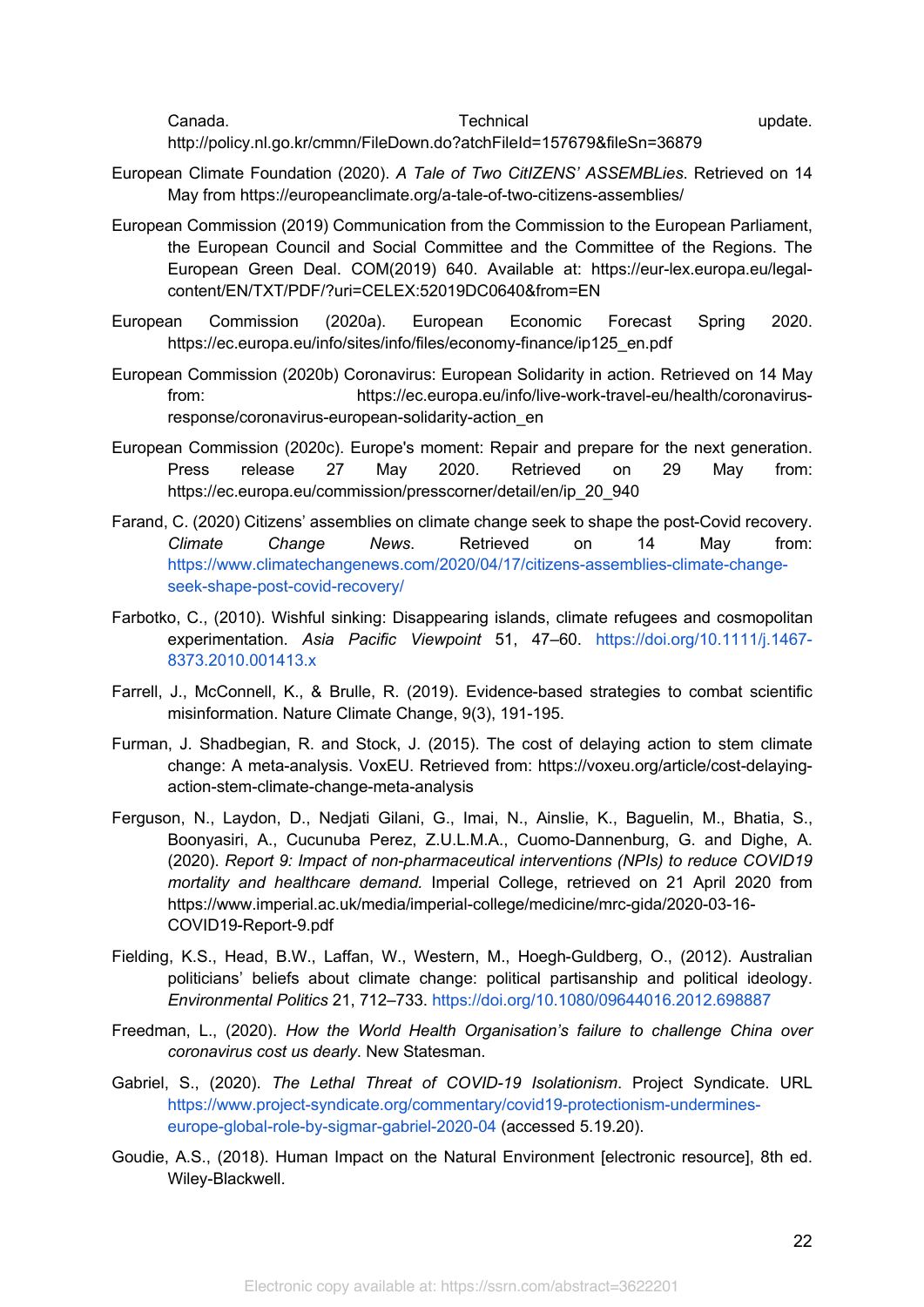Canada. Technical update. http://policy.nl.go.kr/cmmn/FileDown.do?atchFileId=157679&fileSn=36879

European Climate Foundation (2020). *A Tale of Two CitIZENS' ASSEMBLies*. Retrieved on 14 May from https://europeanclimate.org/a-tale-of-two-citizens-assemblies/

European Commission (2019) Communication from the Commission to the European Parliament, the European Council and Social Committee and the Committee of the Regions. The European Green Deal. COM(2019) 640. Available at: https://eur-lex.europa.eu/legal-content/EN/TXT/PDF/?uri=CELEX:52019DC0640&from=EN

European Commission (2020a). European Economic Forecast Spring 2020. https://ec.europa.eu/info/sites/info/files/economy-finance/ip125_en.pdf

European Commission (2020b) Coronavirus: European Solidarity in action. Retrieved on 14 May from: https://ec.europa.eu/info/live-work-travel-eu/health/coronavirus-response/coronavirus-european-solidarity-action_en

European Commission (2020c). Europe's moment: Repair and prepare for the next generation. Press release 27 May 2020. Retrieved on 29 May from: https://ec.europa.eu/commission/presscorner/detail/en/ip_20_940

Farand, C. (2020) Citizens' assemblies on climate change seek to shape the post-Covid recovery. *Climate Change News*. Retrieved on 14 May from: https://www.climatechangenews.com/2020/04/17/citizens-assemblies-climate-change-seek-shape-post-covid-recovery/

Farbotko, C., (2010). Wishful sinking: Disappearing islands, climate refugees and cosmopolitan experimentation. *Asia Pacific Viewpoint* 51, 47–60. https://doi.org/10.1111/j.1467-8373.2010.001413.x

Farrell, J., McConnell, K., & Brulle, R. (2019). Evidence-based strategies to combat scientific misinformation. Nature Climate Change, 9(3), 191-195.

Furman, J. Shadbegian, R. and Stock, J. (2015). The cost of delaying action to stem climate change: A meta-analysis. VoxEU. Retrieved from: https://voxeu.org/article/cost-delaying-action-stem-climate-change-meta-analysis

Ferguson, N., Laydon, D., Nedjati Gilani, G., Imai, N., Ainslie, K., Baguelin, M., Bhatia, S., Boonyasiri, A., Cucunuba Perez, Z.U.L.M.A., Cuomo-Dannenburg, G. and Dighe, A. (2020). *Report 9: Impact of non-pharmaceutical interventions (NPIs) to reduce COVID19 mortality and healthcare demand.* Imperial College, retrieved on 21 April 2020 from https://www.imperial.ac.uk/media/imperial-college/medicine/mrc-gida/2020-03-16-COVID19-Report-9.pdf

Fielding, K.S., Head, B.W., Laffan, W., Western, M., Hoegh-Guldberg, O., (2012). Australian politicians' beliefs about climate change: political partisanship and political ideology. *Environmental Politics* 21, 712–733. https://doi.org/10.1080/09644016.2012.698887

Freedman, L., (2020). *How the World Health Organisation's failure to challenge China over coronavirus cost us dearly*. New Statesman.

Gabriel, S., (2020). *The Lethal Threat of COVID-19 Isolationism*. Project Syndicate. URL https://www.project-syndicate.org/commentary/covid19-protectionism-undermines-europe-global-role-by-sigmar-gabriel-2020-04 (accessed 5.19.20).

Goudie, A.S., (2018). Human Impact on the Natural Environment [electronic resource], 8th ed. Wiley-Blackwell.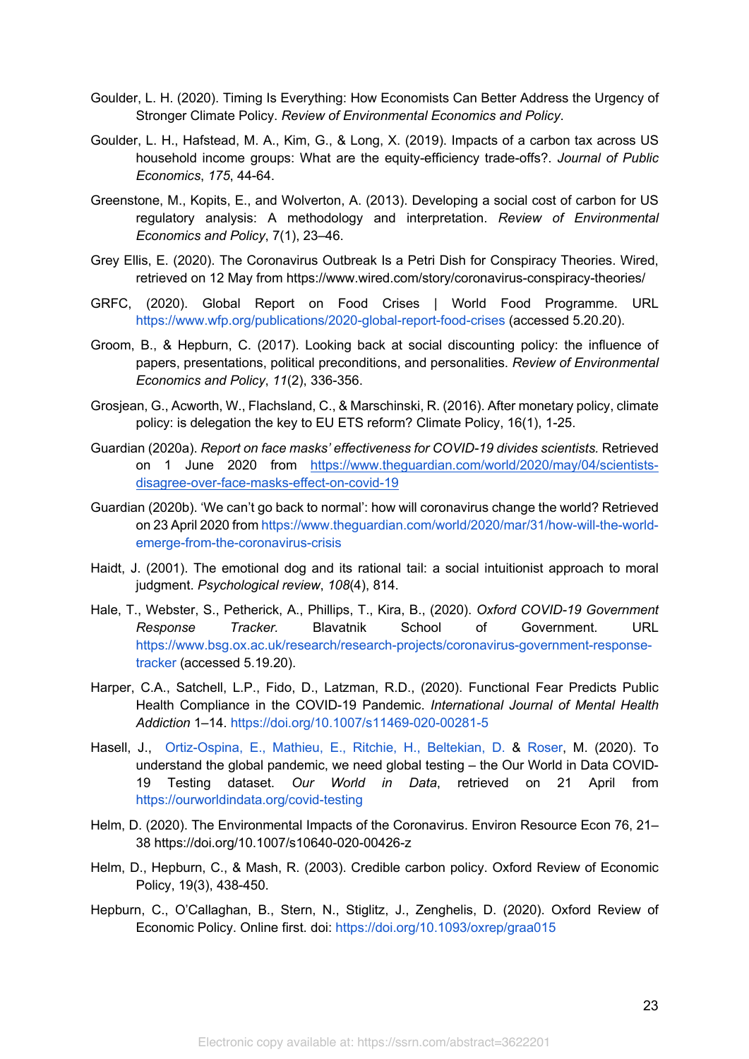Goulder, L. H. (2020). Timing Is Everything: How Economists Can Better Address the Urgency of Stronger Climate Policy. *Review of Environmental Economics and Policy*.

Goulder, L. H., Hafstead, M. A., Kim, G., & Long, X. (2019). Impacts of a carbon tax across US household income groups: What are the equity-efficiency trade-offs?. *Journal of Public Economics*, *175*, 44-64.

Greenstone, M., Kopits, E., and Wolverton, A. (2013). Developing a social cost of carbon for US regulatory analysis: A methodology and interpretation. *Review of Environmental Economics and Policy*, 7(1), 23–46.

Grey Ellis, E. (2020). The Coronavirus Outbreak Is a Petri Dish for Conspiracy Theories. Wired, retrieved on 12 May from https://www.wired.com/story/coronavirus-conspiracy-theories/

GRFC, (2020). Global Report on Food Crises | World Food Programme. URL https://www.wfp.org/publications/2020-global-report-food-crises (accessed 5.20.20).

Groom, B., & Hepburn, C. (2017). Looking back at social discounting policy: the influence of papers, presentations, political preconditions, and personalities. *Review of Environmental Economics and Policy*, *11*(2), 336-356.

Grosjean, G., Acworth, W., Flachsland, C., & Marschinski, R. (2016). After monetary policy, climate policy: is delegation the key to EU ETS reform? Climate Policy, 16(1), 1-25.

Guardian (2020a). *Report on face masks' effectiveness for COVID-19 divides scientists.* Retrieved on 1 June 2020 from https://www.theguardian.com/world/2020/may/04/scientists-disagree-over-face-masks-effect-on-covid-19

Guardian (2020b). 'We can't go back to normal': how will coronavirus change the world? Retrieved on 23 April 2020 from https://www.theguardian.com/world/2020/mar/31/how-will-the-world-emerge-from-the-coronavirus-crisis

Haidt, J. (2001). The emotional dog and its rational tail: a social intuitionist approach to moral judgment. *Psychological review*, *108*(4), 814.

Hale, T., Webster, S., Petherick, A., Phillips, T., Kira, B., (2020). *Oxford COVID-19 Government Response Tracker.* Blavatnik School of Government. URL https://www.bsg.ox.ac.uk/research/research-projects/coronavirus-government-response-tracker (accessed 5.19.20).

Harper, C.A., Satchell, L.P., Fido, D., Latzman, R.D., (2020). Functional Fear Predicts Public Health Compliance in the COVID-19 Pandemic. *International Journal of Mental Health Addiction* 1–14. https://doi.org/10.1007/s11469-020-00281-5

Hasell, J., Ortiz-Ospina, E., Mathieu, E., Ritchie, H., Beltekian, D. & Roser, M. (2020). To understand the global pandemic, we need global testing – the Our World in Data COVID-19 Testing dataset. *Our World in Data*, retrieved on 21 April from https://ourworldindata.org/covid-testing

Helm, D. (2020). The Environmental Impacts of the Coronavirus. Environ Resource Econ 76, 21–38 https://doi.org/10.1007/s10640-020-00426-z

Helm, D., Hepburn, C., & Mash, R. (2003). Credible carbon policy. Oxford Review of Economic Policy, 19(3), 438-450.

Hepburn, C., O'Callaghan, B., Stern, N., Stiglitz, J., Zenghelis, D. (2020). Oxford Review of Economic Policy. Online first. doi: https://doi.org/10.1093/oxrep/graa015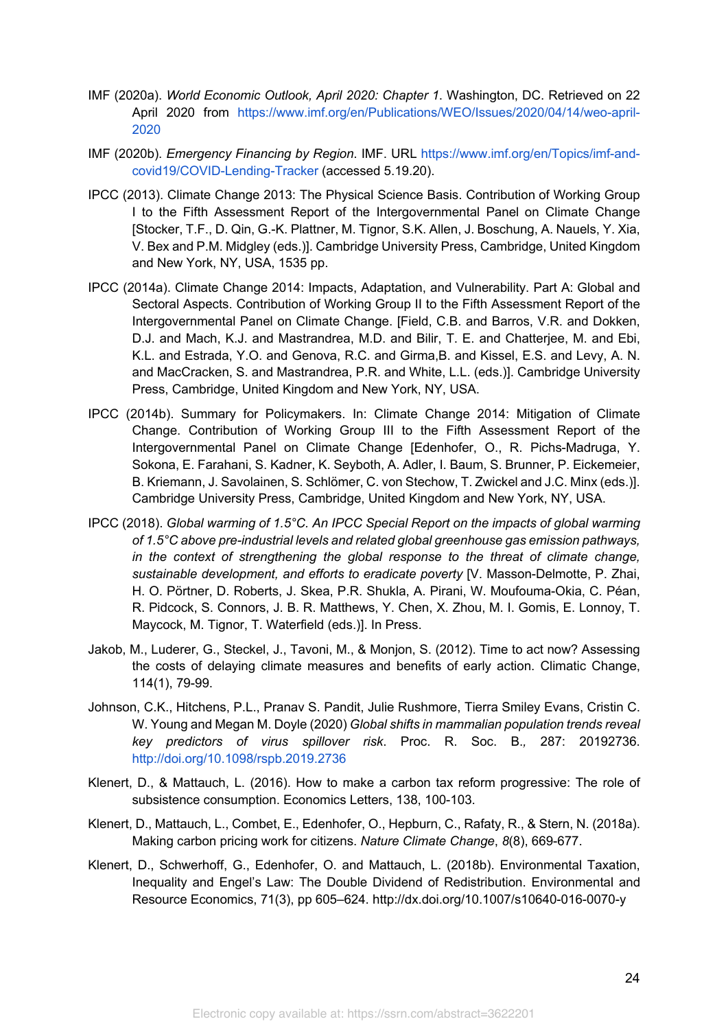IMF (2020a). *World Economic Outlook, April 2020: Chapter 1*. Washington, DC. Retrieved on 22 April 2020 from https://www.imf.org/en/Publications/WEO/Issues/2020/04/14/weo-april-2020

IMF (2020b). *Emergency Financing by Region*. IMF. URL https://www.imf.org/en/Topics/imf-and-covid19/COVID-Lending-Tracker (accessed 5.19.20).

IPCC (2013). Climate Change 2013: The Physical Science Basis. Contribution of Working Group I to the Fifth Assessment Report of the Intergovernmental Panel on Climate Change [Stocker, T.F., D. Qin, G.-K. Plattner, M. Tignor, S.K. Allen, J. Boschung, A. Nauels, Y. Xia, V. Bex and P.M. Midgley (eds.)]. Cambridge University Press, Cambridge, United Kingdom and New York, NY, USA, 1535 pp.

IPCC (2014a). Climate Change 2014: Impacts, Adaptation, and Vulnerability. Part A: Global and Sectoral Aspects. Contribution of Working Group II to the Fifth Assessment Report of the Intergovernmental Panel on Climate Change. [Field, C.B. and Barros, V.R. and Dokken, D.J. and Mach, K.J. and Mastrandrea, M.D. and Bilir, T. E. and Chatterjee, M. and Ebi, K.L. and Estrada, Y.O. and Genova, R.C. and Girma,B. and Kissel, E.S. and Levy, A. N. and MacCracken, S. and Mastrandrea, P.R. and White, L.L. (eds.)]. Cambridge University Press, Cambridge, United Kingdom and New York, NY, USA.

IPCC (2014b). Summary for Policymakers. In: Climate Change 2014: Mitigation of Climate Change. Contribution of Working Group III to the Fifth Assessment Report of the Intergovernmental Panel on Climate Change [Edenhofer, O., R. Pichs-Madruga, Y. Sokona, E. Farahani, S. Kadner, K. Seyboth, A. Adler, I. Baum, S. Brunner, P. Eickemeier, B. Kriemann, J. Savolainen, S. Schlömer, C. von Stechow, T. Zwickel and J.C. Minx (eds.)]. Cambridge University Press, Cambridge, United Kingdom and New York, NY, USA.

IPCC (2018). *Global warming of 1.5°C. An IPCC Special Report on the impacts of global warming of 1.5°C above pre-industrial levels and related global greenhouse gas emission pathways, in the context of strengthening the global response to the threat of climate change, sustainable development, and efforts to eradicate poverty* [V. Masson-Delmotte, P. Zhai, H. O. Pörtner, D. Roberts, J. Skea, P.R. Shukla, A. Pirani, W. Moufouma-Okia, C. Péan, R. Pidcock, S. Connors, J. B. R. Matthews, Y. Chen, X. Zhou, M. I. Gomis, E. Lonnoy, T. Maycock, M. Tignor, T. Waterfield (eds.)]. In Press.

Jakob, M., Luderer, G., Steckel, J., Tavoni, M., & Monjon, S. (2012). Time to act now? Assessing the costs of delaying climate measures and benefits of early action. Climatic Change, 114(1), 79-99.

Johnson, C.K., Hitchens, P.L., Pranav S. Pandit, Julie Rushmore, Tierra Smiley Evans, Cristin C. W. Young and Megan M. Doyle (2020) *Global shifts in mammalian population trends reveal key predictors of virus spillover risk*. Proc. R. Soc. B., 287: 20192736. http://doi.org/10.1098/rspb.2019.2736

Klenert, D., & Mattauch, L. (2016). How to make a carbon tax reform progressive: The role of subsistence consumption. Economics Letters, 138, 100-103.

Klenert, D., Mattauch, L., Combet, E., Edenhofer, O., Hepburn, C., Rafaty, R., & Stern, N. (2018a). Making carbon pricing work for citizens. *Nature Climate Change*, *8*(8), 669-677.

Klenert, D., Schwerhoff, G., Edenhofer, O. and Mattauch, L. (2018b). Environmental Taxation, Inequality and Engel's Law: The Double Dividend of Redistribution. Environmental and Resource Economics, 71(3), pp 605–624. http://dx.doi.org/10.1007/s10640-016-0070-y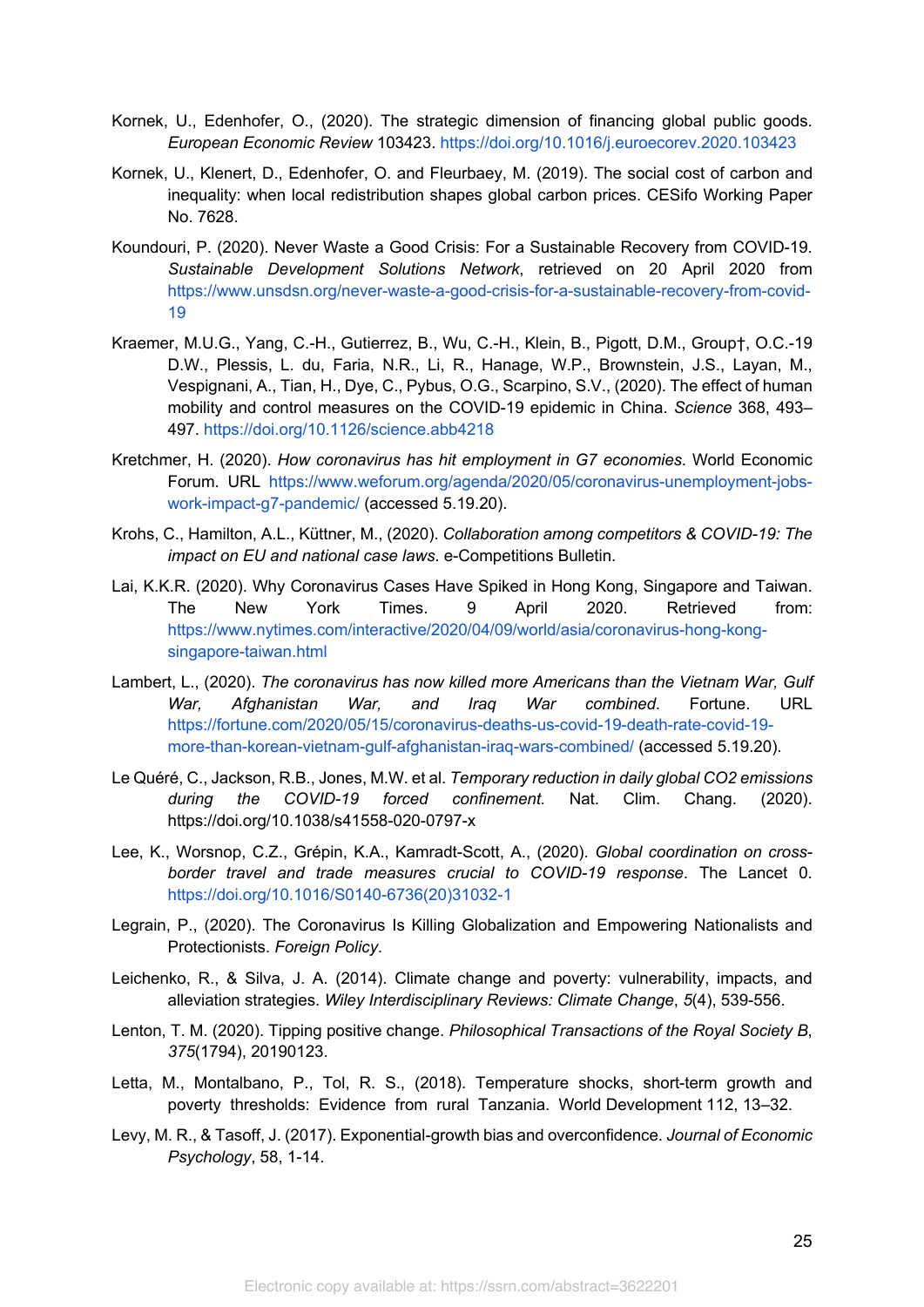Kornek, U., Edenhofer, O., (2020). The strategic dimension of financing global public goods. *European Economic Review* 103423. https://doi.org/10.1016/j.euroecorev.2020.103423

Kornek, U., Klenert, D., Edenhofer, O. and Fleurbaey, M. (2019). The social cost of carbon and inequality: when local redistribution shapes global carbon prices. CESifo Working Paper No. 7628.

Koundouri, P. (2020). Never Waste a Good Crisis: For a Sustainable Recovery from COVID-19. *Sustainable Development Solutions Network*, retrieved on 20 April 2020 from https://www.unsdsn.org/never-waste-a-good-crisis-for-a-sustainable-recovery-from-covid-19

Kraemer, M.U.G., Yang, C.-H., Gutierrez, B., Wu, C.-H., Klein, B., Pigott, D.M., Group†, O.C.-19 D.W., Plessis, L. du, Faria, N.R., Li, R., Hanage, W.P., Brownstein, J.S., Layan, M., Vespignani, A., Tian, H., Dye, C., Pybus, O.G., Scarpino, S.V., (2020). The effect of human mobility and control measures on the COVID-19 epidemic in China. *Science* 368, 493–497. https://doi.org/10.1126/science.abb4218

Kretchmer, H. (2020). *How coronavirus has hit employment in G7 economies*. World Economic Forum. URL https://www.weforum.org/agenda/2020/05/coronavirus-unemployment-jobs-work-impact-g7-pandemic/ (accessed 5.19.20).

Krohs, C., Hamilton, A.L., Küttner, M., (2020). *Collaboration among competitors & COVID-19: The impact on EU and national case laws*. e-Competitions Bulletin.

Lai, K.K.R. (2020). Why Coronavirus Cases Have Spiked in Hong Kong, Singapore and Taiwan. The New York Times. 9 April 2020. Retrieved from: https://www.nytimes.com/interactive/2020/04/09/world/asia/coronavirus-hong-kong-singapore-taiwan.html

Lambert, L., (2020). *The coronavirus has now killed more Americans than the Vietnam War, Gulf War, Afghanistan War, and Iraq War combined*. Fortune. URL https://fortune.com/2020/05/15/coronavirus-deaths-us-covid-19-death-rate-covid-19-more-than-korean-vietnam-gulf-afghanistan-iraq-wars-combined/ (accessed 5.19.20).

Le Quéré, C., Jackson, R.B., Jones, M.W. et al. *Temporary reduction in daily global CO2 emissions during the COVID-19 forced confinement.* Nat. Clim. Chang. (2020). https://doi.org/10.1038/s41558-020-0797-x

Lee, K., Worsnop, C.Z., Grépin, K.A., Kamradt-Scott, A., (2020). *Global coordination on cross-border travel and trade measures crucial to COVID-19 response*. The Lancet 0. https://doi.org/10.1016/S0140-6736(20)31032-1

Legrain, P., (2020). The Coronavirus Is Killing Globalization and Empowering Nationalists and Protectionists. *Foreign Policy*.

Leichenko, R., & Silva, J. A. (2014). Climate change and poverty: vulnerability, impacts, and alleviation strategies. *Wiley Interdisciplinary Reviews: Climate Change*, *5*(4), 539-556.

Lenton, T. M. (2020). Tipping positive change. *Philosophical Transactions of the Royal Society B*, *375*(1794), 20190123.

Letta, M., Montalbano, P., Tol, R. S., (2018). Temperature shocks, short-term growth and poverty thresholds: Evidence from rural Tanzania. World Development 112, 13–32.

Levy, M. R., & Tasoff, J. (2017). Exponential-growth bias and overconfidence. *Journal of Economic Psychology*, 58, 1-14.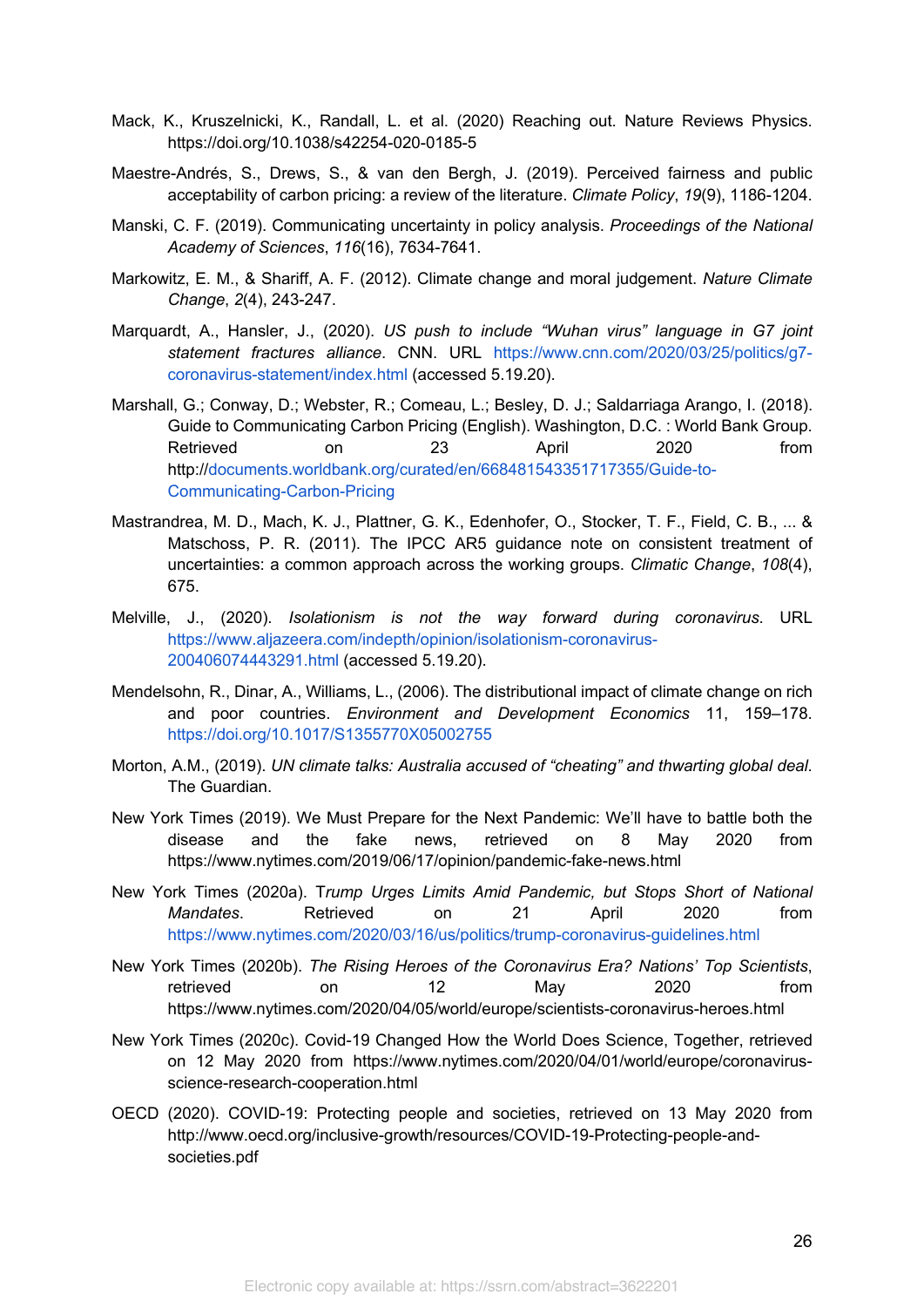Mack, K., Kruszelnicki, K., Randall, L. et al. (2020) Reaching out. Nature Reviews Physics. https://doi.org/10.1038/s42254-020-0185-5

Maestre-Andrés, S., Drews, S., & van den Bergh, J. (2019). Perceived fairness and public acceptability of carbon pricing: a review of the literature. *Climate Policy*, *19*(9), 1186-1204.

Manski, C. F. (2019). Communicating uncertainty in policy analysis. *Proceedings of the National Academy of Sciences*, *116*(16), 7634-7641.

Markowitz, E. M., & Shariff, A. F. (2012). Climate change and moral judgement. *Nature Climate Change*, *2*(4), 243-247.

Marquardt, A., Hansler, J., (2020). *US push to include "Wuhan virus" language in G7 joint statement fractures alliance*. CNN. URL https://www.cnn.com/2020/03/25/politics/g7-coronavirus-statement/index.html (accessed 5.19.20).

Marshall, G.; Conway, D.; Webster, R.; Comeau, L.; Besley, D. J.; Saldarriaga Arango, I. (2018). Guide to Communicating Carbon Pricing (English). Washington, D.C. : World Bank Group. Retrieved on 23 April 2020 from http://documents.worldbank.org/curated/en/668481543351717355/Guide-to-Communicating-Carbon-Pricing

Mastrandrea, M. D., Mach, K. J., Plattner, G. K., Edenhofer, O., Stocker, T. F., Field, C. B., ... & Matschoss, P. R. (2011). The IPCC AR5 guidance note on consistent treatment of uncertainties: a common approach across the working groups. *Climatic Change*, *108*(4), 675.

Melville, J., (2020). *Isolationism is not the way forward during coronavirus*. URL https://www.aljazeera.com/indepth/opinion/isolationism-coronavirus-200406074443291.html (accessed 5.19.20).

Mendelsohn, R., Dinar, A., Williams, L., (2006). The distributional impact of climate change on rich and poor countries. *Environment and Development Economics* 11, 159–178. https://doi.org/10.1017/S1355770X05002755

Morton, A.M., (2019). *UN climate talks: Australia accused of "cheating" and thwarting global deal*. The Guardian.

New York Times (2019). We Must Prepare for the Next Pandemic: We'll have to battle both the disease and the fake news, retrieved on 8 May 2020 from https://www.nytimes.com/2019/06/17/opinion/pandemic-fake-news.html

New York Times (2020a). T*rump Urges Limits Amid Pandemic, but Stops Short of National Mandates*. Retrieved on 21 April 2020 from https://www.nytimes.com/2020/03/16/us/politics/trump-coronavirus-guidelines.html

New York Times (2020b). *The Rising Heroes of the Coronavirus Era? Nations' Top Scientists*, retrieved on 12 May 2020 from https://www.nytimes.com/2020/04/05/world/europe/scientists-coronavirus-heroes.html

New York Times (2020c). Covid-19 Changed How the World Does Science, Together, retrieved on 12 May 2020 from https://www.nytimes.com/2020/04/01/world/europe/coronavirus-science-research-cooperation.html

OECD (2020). COVID-19: Protecting people and societies, retrieved on 13 May 2020 from http://www.oecd.org/inclusive-growth/resources/COVID-19-Protecting-people-and-societies.pdf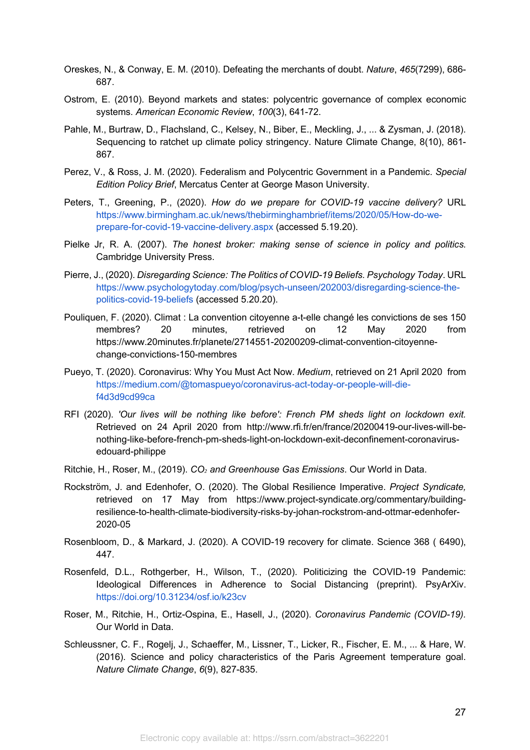Oreskes, N., & Conway, E. M. (2010). Defeating the merchants of doubt. *Nature*, *465*(7299), 686-687.

Ostrom, E. (2010). Beyond markets and states: polycentric governance of complex economic systems. *American Economic Review*, *100*(3), 641-72.

Pahle, M., Burtraw, D., Flachsland, C., Kelsey, N., Biber, E., Meckling, J., ... & Zysman, J. (2018). Sequencing to ratchet up climate policy stringency. Nature Climate Change, 8(10), 861-867.

Perez, V., & Ross, J. M. (2020). Federalism and Polycentric Government in a Pandemic. *Special Edition Policy Brief*, Mercatus Center at George Mason University.

Peters, T., Greening, P., (2020). *How do we prepare for COVID-19 vaccine delivery?* URL https://www.birmingham.ac.uk/news/thebirminghambrief/items/2020/05/How-do-we-prepare-for-covid-19-vaccine-delivery.aspx (accessed 5.19.20).

Pielke Jr, R. A. (2007). *The honest broker: making sense of science in policy and politics.* Cambridge University Press.

Pierre, J., (2020). *Disregarding Science: The Politics of COVID-19 Beliefs. Psychology Today*. URL https://www.psychologytoday.com/blog/psych-unseen/202003/disregarding-science-the-politics-covid-19-beliefs (accessed 5.20.20).

Pouliquen, F. (2020). Climat : La convention citoyenne a-t-elle changé les convictions de ses 150 membres? 20 minutes, retrieved on 12 May 2020 from https://www.20minutes.fr/planete/2714551-20200209-climat-convention-citoyenne-change-convictions-150-membres

Pueyo, T. (2020). Coronavirus: Why You Must Act Now. *Medium*, retrieved on 21 April 2020 from https://medium.com/@tomaspueyo/coronavirus-act-today-or-people-will-die-f4d3d9cd99ca

RFI (2020). *'Our lives will be nothing like before': French PM sheds light on lockdown exit.* Retrieved on 24 April 2020 from http://www.rfi.fr/en/france/20200419-our-lives-will-be-nothing-like-before-french-pm-sheds-light-on-lockdown-exit-deconfinement-coronavirus-edouard-philippe

Ritchie, H., Roser, M., (2019). *$CO_2$ and Greenhouse Gas Emissions*. Our World in Data.

Rockström, J. and Edenhofer, O. (2020). The Global Resilience Imperative. *Project Syndicate,* retrieved on 17 May from https://www.project-syndicate.org/commentary/building-resilience-to-health-climate-biodiversity-risks-by-johan-rockstrom-and-ottmar-edenhofer-2020-05

Rosenbloom, D., & Markard, J. (2020). A COVID-19 recovery for climate. Science 368 ( 6490), 447.

Rosenfeld, D.L., Rothgerber, H., Wilson, T., (2020). Politicizing the COVID-19 Pandemic: Ideological Differences in Adherence to Social Distancing (preprint). PsyArXiv. https://doi.org/10.31234/osf.io/k23cv

Roser, M., Ritchie, H., Ortiz-Ospina, E., Hasell, J., (2020). *Coronavirus Pandemic (COVID-19)*. Our World in Data.

Schleussner, C. F., Rogelj, J., Schaeffer, M., Lissner, T., Licker, R., Fischer, E. M., ... & Hare, W. (2016). Science and policy characteristics of the Paris Agreement temperature goal. *Nature Climate Change*, *6*(9), 827-835.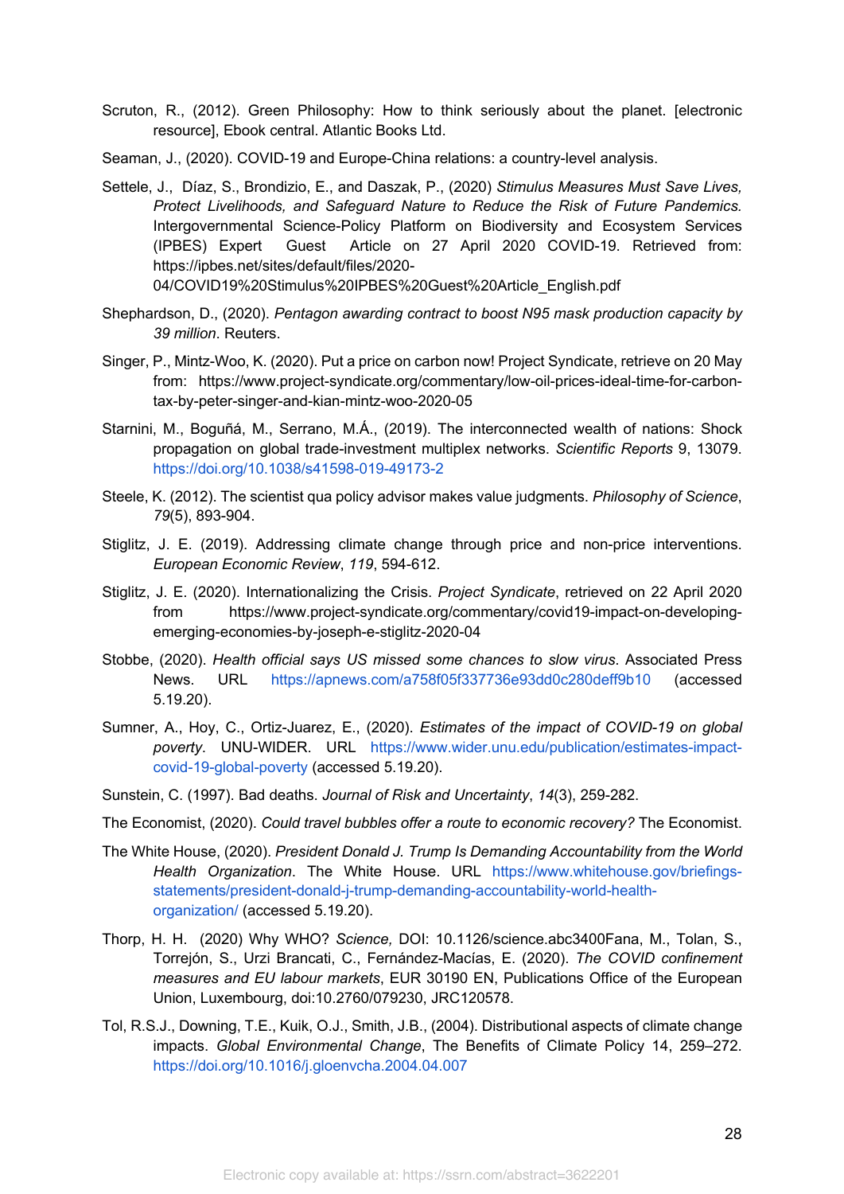Scruton, R., (2012). Green Philosophy: How to think seriously about the planet. [electronic resource], Ebook central. Atlantic Books Ltd.

Seaman, J., (2020). COVID-19 and Europe-China relations: a country-level analysis.

Settele, J., Díaz, S., Brondizio, E., and Daszak, P., (2020) *Stimulus Measures Must Save Lives, Protect Livelihoods, and Safeguard Nature to Reduce the Risk of Future Pandemics.* Intergovernmental Science-Policy Platform on Biodiversity and Ecosystem Services (IPBES) Expert Guest Article on 27 April 2020 COVID-19. Retrieved from: https://ipbes.net/sites/default/files/2020-04/COVID19%20Stimulus%20IPBES%20Guest%20Article_English.pdf

Shephardson, D., (2020). *Pentagon awarding contract to boost N95 mask production capacity by 39 million*. Reuters.

Singer, P., Mintz-Woo, K. (2020). Put a price on carbon now! Project Syndicate, retrieve on 20 May from: https://www.project-syndicate.org/commentary/low-oil-prices-ideal-time-for-carbon-tax-by-peter-singer-and-kian-mintz-woo-2020-05

Starnini, M., Boguñá, M., Serrano, M.Á., (2019). The interconnected wealth of nations: Shock propagation on global trade-investment multiplex networks. *Scientific Reports* 9, 13079. https://doi.org/10.1038/s41598-019-49173-2

Steele, K. (2012). The scientist qua policy advisor makes value judgments. *Philosophy of Science*, *79*(5), 893-904.

Stiglitz, J. E. (2019). Addressing climate change through price and non-price interventions. *European Economic Review*, *119*, 594-612.

Stiglitz, J. E. (2020). Internationalizing the Crisis. *Project Syndicate*, retrieved on 22 April 2020 from https://www.project-syndicate.org/commentary/covid19-impact-on-developing-emerging-economies-by-joseph-e-stiglitz-2020-04

Stobbe, (2020). *Health official says US missed some chances to slow virus*. Associated Press News. URL https://apnews.com/a758f05f337736e93dd0c280deff9b10 (accessed 5.19.20).

Sumner, A., Hoy, C., Ortiz-Juarez, E., (2020). *Estimates of the impact of COVID-19 on global poverty*. UNU-WIDER. URL https://www.wider.unu.edu/publication/estimates-impact-covid-19-global-poverty (accessed 5.19.20).

Sunstein, C. (1997). Bad deaths. *Journal of Risk and Uncertainty*, *14*(3), 259-282.

The Economist, (2020). *Could travel bubbles offer a route to economic recovery?* The Economist.

The White House, (2020). *President Donald J. Trump Is Demanding Accountability from the World Health Organization*. The White House. URL https://www.whitehouse.gov/briefings-statements/president-donald-j-trump-demanding-accountability-world-health-organization/ (accessed 5.19.20).

Thorp, H. H. (2020) Why WHO? *Science,* DOI: 10.1126/science.abc3400Fana, M., Tolan, S., Torrejón, S., Urzi Brancati, C., Fernández-Macías, E. (2020). *The COVID confinement measures and EU labour markets*, EUR 30190 EN, Publications Office of the European Union, Luxembourg, doi:10.2760/079230, JRC120578.

Tol, R.S.J., Downing, T.E., Kuik, O.J., Smith, J.B., (2004). Distributional aspects of climate change impacts. *Global Environmental Change*, The Benefits of Climate Policy 14, 259–272. https://doi.org/10.1016/j.gloenvcha.2004.04.007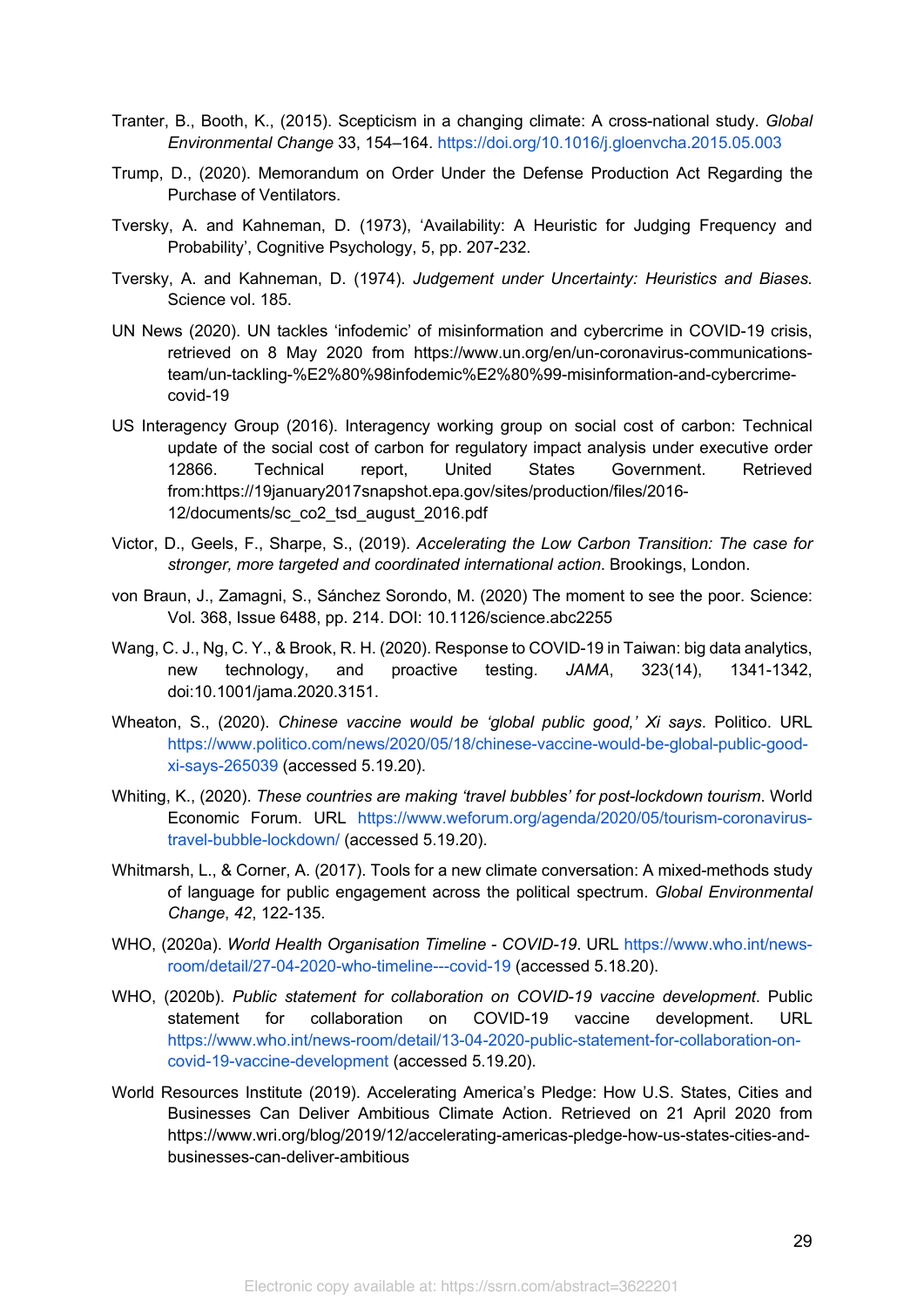Tranter, B., Booth, K., (2015). Scepticism in a changing climate: A cross-national study. *Global Environmental Change* 33, 154–164. https://doi.org/10.1016/j.gloenvcha.2015.05.003

Trump, D., (2020). Memorandum on Order Under the Defense Production Act Regarding the Purchase of Ventilators.

Tversky, A. and Kahneman, D. (1973), 'Availability: A Heuristic for Judging Frequency and Probability', Cognitive Psychology, 5, pp. 207-232.

Tversky, A. and Kahneman, D. (1974). *Judgement under Uncertainty: Heuristics and Biases.* Science vol. 185.

UN News (2020). UN tackles 'infodemic' of misinformation and cybercrime in COVID-19 crisis, retrieved on 8 May 2020 from https://www.un.org/en/un-coronavirus-communications-team/un-tackling-%E2%80%98infodemic%E2%80%99-misinformation-and-cybercrime-covid-19

US Interagency Group (2016). Interagency working group on social cost of carbon: Technical update of the social cost of carbon for regulatory impact analysis under executive order 12866. Technical report, United States Government. Retrieved from:https://19january2017snapshot.epa.gov/sites/production/files/2016-12/documents/sc_co2_tsd_august_2016.pdf

Victor, D., Geels, F., Sharpe, S., (2019). *Accelerating the Low Carbon Transition: The case for stronger, more targeted and coordinated international action*. Brookings, London.

von Braun, J., Zamagni, S., Sánchez Sorondo, M. (2020) The moment to see the poor. Science: Vol. 368, Issue 6488, pp. 214. DOI: 10.1126/science.abc2255

Wang, C. J., Ng, C. Y., & Brook, R. H. (2020). Response to COVID-19 in Taiwan: big data analytics, new technology, and proactive testing. *JAMA*, 323(14), 1341-1342, doi:10.1001/jama.2020.3151.

Wheaton, S., (2020). *Chinese vaccine would be 'global public good,' Xi says*. Politico. URL https://www.politico.com/news/2020/05/18/chinese-vaccine-would-be-global-public-good-xi-says-265039 (accessed 5.19.20).

Whiting, K., (2020). *These countries are making 'travel bubbles' for post-lockdown tourism*. World Economic Forum. URL https://www.weforum.org/agenda/2020/05/tourism-coronavirus-travel-bubble-lockdown/ (accessed 5.19.20).

Whitmarsh, L., & Corner, A. (2017). Tools for a new climate conversation: A mixed-methods study of language for public engagement across the political spectrum. *Global Environmental Change*, *42*, 122-135.

WHO, (2020a). *World Health Organisation Timeline - COVID-19*. URL https://www.who.int/news-room/detail/27-04-2020-who-timeline---covid-19 (accessed 5.18.20).

WHO, (2020b). *Public statement for collaboration on COVID-19 vaccine development*. Public statement for collaboration on COVID-19 vaccine development. URL https://www.who.int/news-room/detail/13-04-2020-public-statement-for-collaboration-on-covid-19-vaccine-development (accessed 5.19.20).

World Resources Institute (2019). Accelerating America's Pledge: How U.S. States, Cities and Businesses Can Deliver Ambitious Climate Action. Retrieved on 21 April 2020 from https://www.wri.org/blog/2019/12/accelerating-americas-pledge-how-us-states-cities-and-businesses-can-deliver-ambitious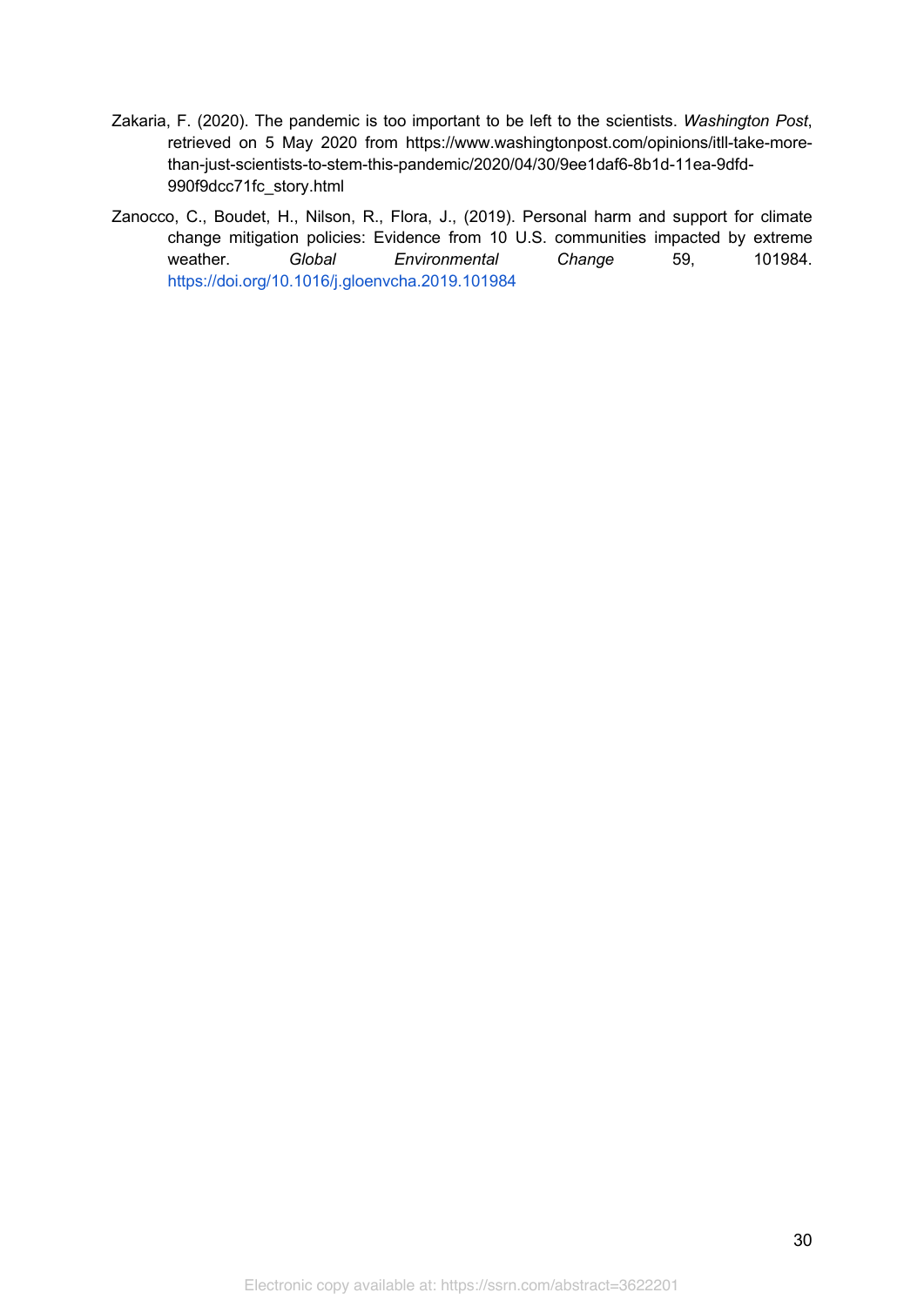Zakaria, F. (2020). The pandemic is too important to be left to the scientists. *Washington Post*, retrieved on 5 May 2020 from https://www.washingtonpost.com/opinions/itll-take-more-than-just-scientists-to-stem-this-pandemic/2020/04/30/9ee1daf6-8b1d-11ea-9dfd-990f9dcc71fc_story.html

Zanocco, C., Boudet, H., Nilson, R., Flora, J., (2019). Personal harm and support for climate change mitigation policies: Evidence from 10 U.S. communities impacted by extreme weather. *Global Environmental Change* 59, 101984. https://doi.org/10.1016/j.gloenvcha.2019.101984